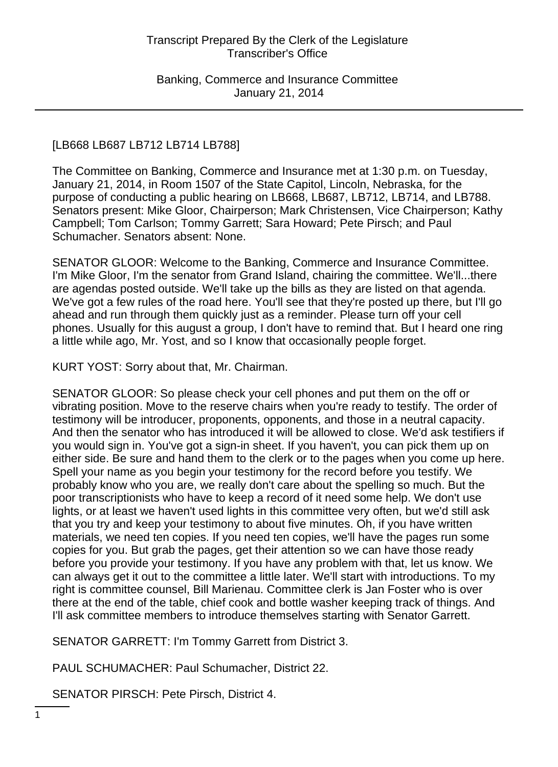[LB668 LB687 LB712 LB714 LB788]

The Committee on Banking, Commerce and Insurance met at 1:30 p.m. on Tuesday, January 21, 2014, in Room 1507 of the State Capitol, Lincoln, Nebraska, for the purpose of conducting a public hearing on LB668, LB687, LB712, LB714, and LB788. Senators present: Mike Gloor, Chairperson; Mark Christensen, Vice Chairperson; Kathy Campbell; Tom Carlson; Tommy Garrett; Sara Howard; Pete Pirsch; and Paul Schumacher. Senators absent: None.

SENATOR GLOOR: Welcome to the Banking, Commerce and Insurance Committee. I'm Mike Gloor, I'm the senator from Grand Island, chairing the committee. We'll...there are agendas posted outside. We'll take up the bills as they are listed on that agenda. We've got a few rules of the road here. You'll see that they're posted up there, but I'll go ahead and run through them quickly just as a reminder. Please turn off your cell phones. Usually for this august a group, I don't have to remind that. But I heard one ring a little while ago, Mr. Yost, and so I know that occasionally people forget.

KURT YOST: Sorry about that, Mr. Chairman.

SENATOR GLOOR: So please check your cell phones and put them on the off or vibrating position. Move to the reserve chairs when you're ready to testify. The order of testimony will be introducer, proponents, opponents, and those in a neutral capacity. And then the senator who has introduced it will be allowed to close. We'd ask testifiers if you would sign in. You've got a sign-in sheet. If you haven't, you can pick them up on either side. Be sure and hand them to the clerk or to the pages when you come up here. Spell your name as you begin your testimony for the record before you testify. We probably know who you are, we really don't care about the spelling so much. But the poor transcriptionists who have to keep a record of it need some help. We don't use lights, or at least we haven't used lights in this committee very often, but we'd still ask that you try and keep your testimony to about five minutes. Oh, if you have written materials, we need ten copies. If you need ten copies, we'll have the pages run some copies for you. But grab the pages, get their attention so we can have those ready before you provide your testimony. If you have any problem with that, let us know. We can always get it out to the committee a little later. We'll start with introductions. To my right is committee counsel, Bill Marienau. Committee clerk is Jan Foster who is over there at the end of the table, chief cook and bottle washer keeping track of things. And I'll ask committee members to introduce themselves starting with Senator Garrett.

SENATOR GARRETT: I'm Tommy Garrett from District 3.

PAUL SCHUMACHER: Paul Schumacher, District 22.

SENATOR PIRSCH: Pete Pirsch, District 4.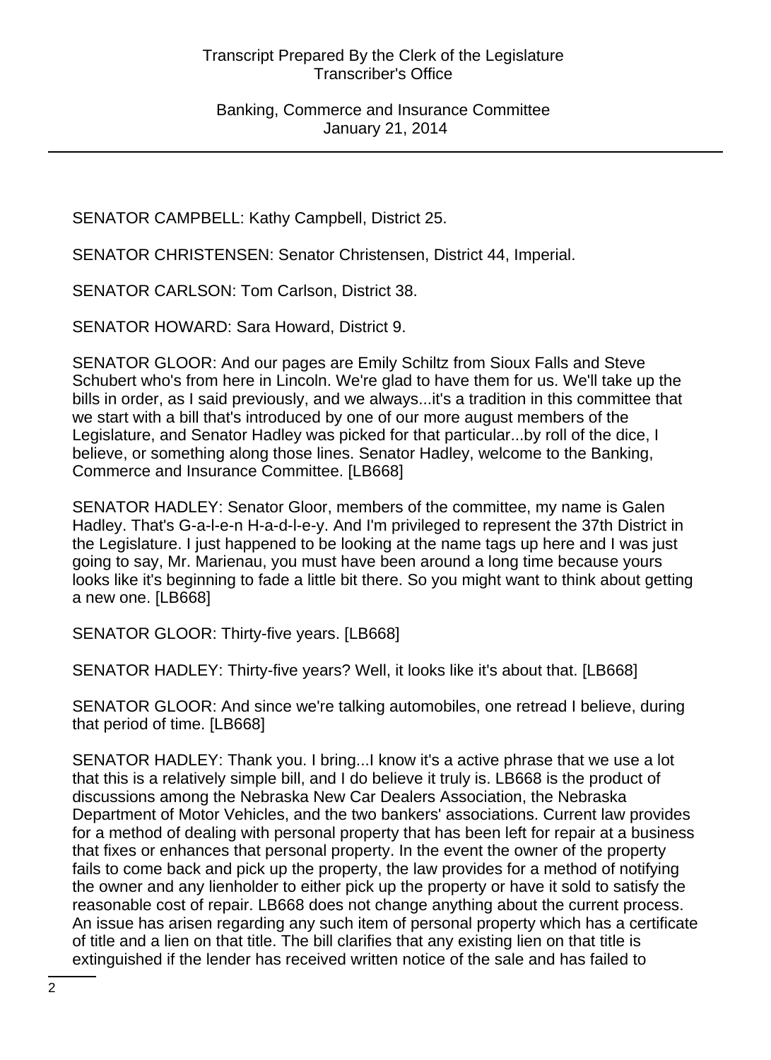SENATOR CAMPBELL: Kathy Campbell, District 25.

SENATOR CHRISTENSEN: Senator Christensen, District 44, Imperial.

SENATOR CARLSON: Tom Carlson, District 38.

SENATOR HOWARD: Sara Howard, District 9.

SENATOR GLOOR: And our pages are Emily Schiltz from Sioux Falls and Steve Schubert who's from here in Lincoln. We're glad to have them for us. We'll take up the bills in order, as I said previously, and we always...it's a tradition in this committee that we start with a bill that's introduced by one of our more august members of the Legislature, and Senator Hadley was picked for that particular...by roll of the dice, I believe, or something along those lines. Senator Hadley, welcome to the Banking, Commerce and Insurance Committee. [LB668]

SENATOR HADLEY: Senator Gloor, members of the committee, my name is Galen Hadley. That's G-a-l-e-n H-a-d-l-e-y. And I'm privileged to represent the 37th District in the Legislature. I just happened to be looking at the name tags up here and I was just going to say, Mr. Marienau, you must have been around a long time because yours looks like it's beginning to fade a little bit there. So you might want to think about getting a new one. [LB668]

SENATOR GLOOR: Thirty-five years. [LB668]

SENATOR HADLEY: Thirty-five years? Well, it looks like it's about that. [LB668]

SENATOR GLOOR: And since we're talking automobiles, one retread I believe, during that period of time. [LB668]

SENATOR HADLEY: Thank you. I bring...I know it's a active phrase that we use a lot that this is a relatively simple bill, and I do believe it truly is. LB668 is the product of discussions among the Nebraska New Car Dealers Association, the Nebraska Department of Motor Vehicles, and the two bankers' associations. Current law provides for a method of dealing with personal property that has been left for repair at a business that fixes or enhances that personal property. In the event the owner of the property fails to come back and pick up the property, the law provides for a method of notifying the owner and any lienholder to either pick up the property or have it sold to satisfy the reasonable cost of repair. LB668 does not change anything about the current process. An issue has arisen regarding any such item of personal property which has a certificate of title and a lien on that title. The bill clarifies that any existing lien on that title is extinguished if the lender has received written notice of the sale and has failed to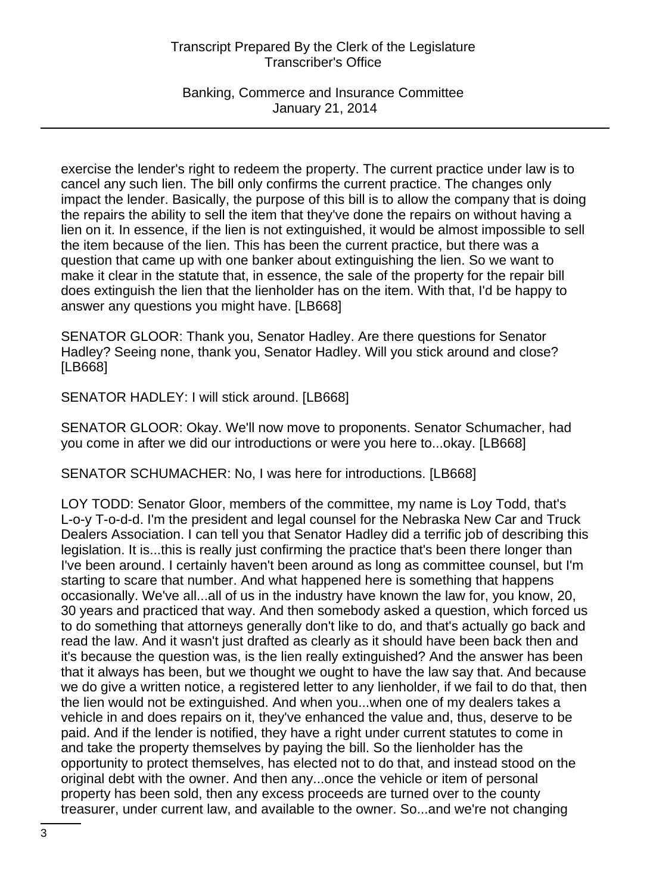exercise the lender's right to redeem the property. The current practice under law is to cancel any such lien. The bill only confirms the current practice. The changes only impact the lender. Basically, the purpose of this bill is to allow the company that is doing the repairs the ability to sell the item that they've done the repairs on without having a lien on it. In essence, if the lien is not extinguished, it would be almost impossible to sell the item because of the lien. This has been the current practice, but there was a question that came up with one banker about extinguishing the lien. So we want to make it clear in the statute that, in essence, the sale of the property for the repair bill does extinguish the lien that the lienholder has on the item. With that, I'd be happy to answer any questions you might have. [LB668]

SENATOR GLOOR: Thank you, Senator Hadley. Are there questions for Senator Hadley? Seeing none, thank you, Senator Hadley. Will you stick around and close? [LB668]

SENATOR HADLEY: I will stick around. [LB668]

SENATOR GLOOR: Okay. We'll now move to proponents. Senator Schumacher, had you come in after we did our introductions or were you here to...okay. [LB668]

SENATOR SCHUMACHER: No, I was here for introductions. [LB668]

LOY TODD: Senator Gloor, members of the committee, my name is Loy Todd, that's L-o-y T-o-d-d. I'm the president and legal counsel for the Nebraska New Car and Truck Dealers Association. I can tell you that Senator Hadley did a terrific job of describing this legislation. It is...this is really just confirming the practice that's been there longer than I've been around. I certainly haven't been around as long as committee counsel, but I'm starting to scare that number. And what happened here is something that happens occasionally. We've all...all of us in the industry have known the law for, you know, 20, 30 years and practiced that way. And then somebody asked a question, which forced us to do something that attorneys generally don't like to do, and that's actually go back and read the law. And it wasn't just drafted as clearly as it should have been back then and it's because the question was, is the lien really extinguished? And the answer has been that it always has been, but we thought we ought to have the law say that. And because we do give a written notice, a registered letter to any lienholder, if we fail to do that, then the lien would not be extinguished. And when you...when one of my dealers takes a vehicle in and does repairs on it, they've enhanced the value and, thus, deserve to be paid. And if the lender is notified, they have a right under current statutes to come in and take the property themselves by paying the bill. So the lienholder has the opportunity to protect themselves, has elected not to do that, and instead stood on the original debt with the owner. And then any...once the vehicle or item of personal property has been sold, then any excess proceeds are turned over to the county treasurer, under current law, and available to the owner. So...and we're not changing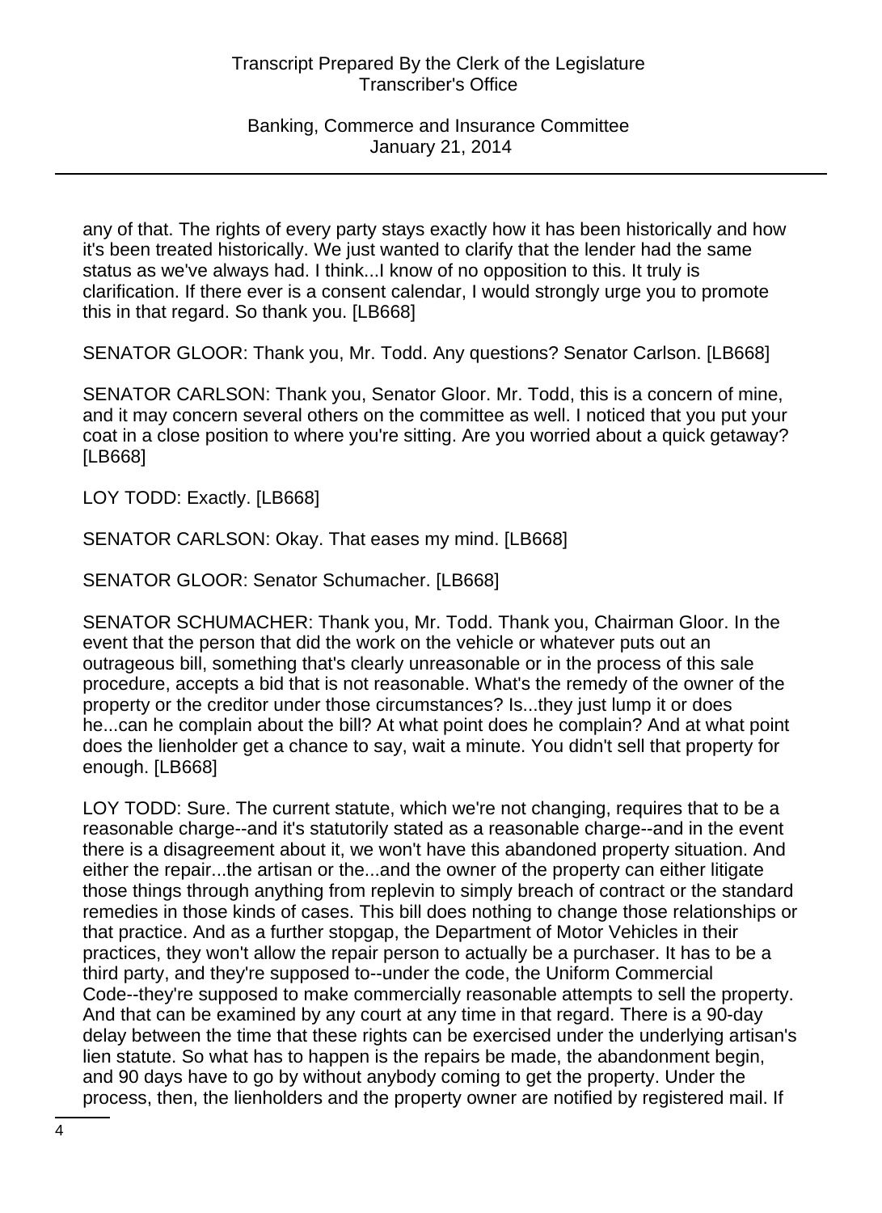any of that. The rights of every party stays exactly how it has been historically and how it's been treated historically. We just wanted to clarify that the lender had the same status as we've always had. I think...I know of no opposition to this. It truly is clarification. If there ever is a consent calendar, I would strongly urge you to promote this in that regard. So thank you. [LB668]

SENATOR GLOOR: Thank you, Mr. Todd. Any questions? Senator Carlson. [LB668]

SENATOR CARLSON: Thank you, Senator Gloor. Mr. Todd, this is a concern of mine, and it may concern several others on the committee as well. I noticed that you put your coat in a close position to where you're sitting. Are you worried about a quick getaway? [LB668]

LOY TODD: Exactly. [LB668]

SENATOR CARLSON: Okay. That eases my mind. [LB668]

SENATOR GLOOR: Senator Schumacher. [LB668]

SENATOR SCHUMACHER: Thank you, Mr. Todd. Thank you, Chairman Gloor. In the event that the person that did the work on the vehicle or whatever puts out an outrageous bill, something that's clearly unreasonable or in the process of this sale procedure, accepts a bid that is not reasonable. What's the remedy of the owner of the property or the creditor under those circumstances? Is...they just lump it or does he...can he complain about the bill? At what point does he complain? And at what point does the lienholder get a chance to say, wait a minute. You didn't sell that property for enough. [LB668]

LOY TODD: Sure. The current statute, which we're not changing, requires that to be a reasonable charge--and it's statutorily stated as a reasonable charge--and in the event there is a disagreement about it, we won't have this abandoned property situation. And either the repair...the artisan or the...and the owner of the property can either litigate those things through anything from replevin to simply breach of contract or the standard remedies in those kinds of cases. This bill does nothing to change those relationships or that practice. And as a further stopgap, the Department of Motor Vehicles in their practices, they won't allow the repair person to actually be a purchaser. It has to be a third party, and they're supposed to--under the code, the Uniform Commercial Code--they're supposed to make commercially reasonable attempts to sell the property. And that can be examined by any court at any time in that regard. There is a 90-day delay between the time that these rights can be exercised under the underlying artisan's lien statute. So what has to happen is the repairs be made, the abandonment begin, and 90 days have to go by without anybody coming to get the property. Under the process, then, the lienholders and the property owner are notified by registered mail. If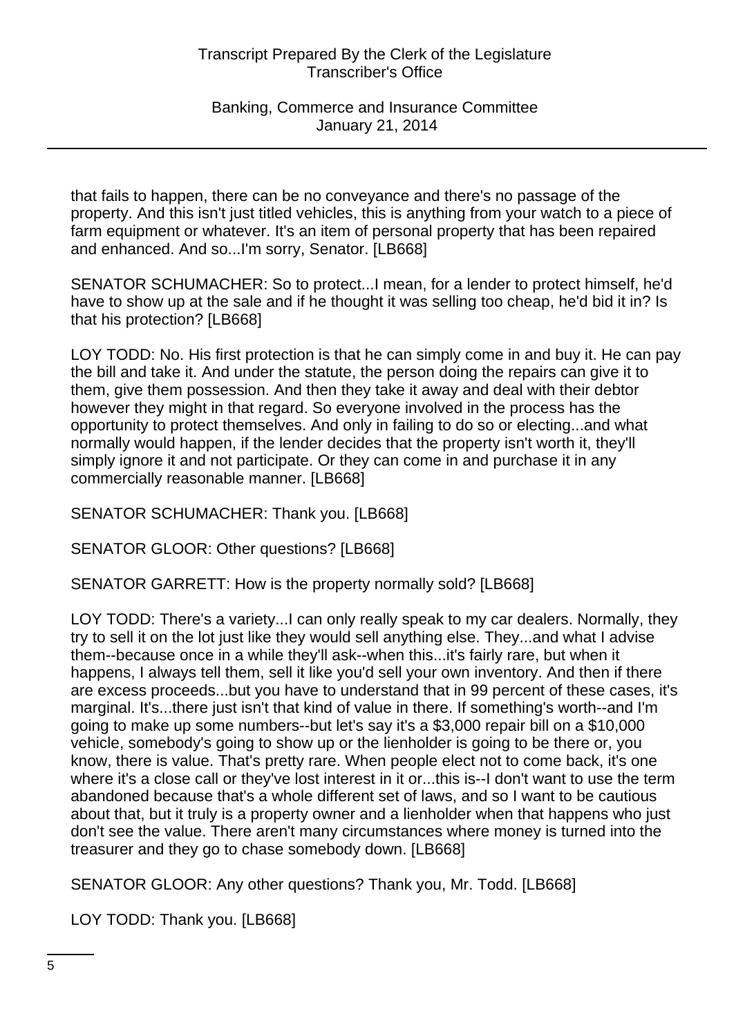that fails to happen, there can be no conveyance and there's no passage of the property. And this isn't just titled vehicles, this is anything from your watch to a piece of farm equipment or whatever. It's an item of personal property that has been repaired and enhanced. And so...I'm sorry, Senator. [LB668]

SENATOR SCHUMACHER: So to protect...I mean, for a lender to protect himself, he'd have to show up at the sale and if he thought it was selling too cheap, he'd bid it in? Is that his protection? [LB668]

LOY TODD: No. His first protection is that he can simply come in and buy it. He can pay the bill and take it. And under the statute, the person doing the repairs can give it to them, give them possession. And then they take it away and deal with their debtor however they might in that regard. So everyone involved in the process has the opportunity to protect themselves. And only in failing to do so or electing...and what normally would happen, if the lender decides that the property isn't worth it, they'll simply ignore it and not participate. Or they can come in and purchase it in any commercially reasonable manner. [LB668]

SENATOR SCHUMACHER: Thank you. [LB668]

SENATOR GLOOR: Other questions? [LB668]

SENATOR GARRETT: How is the property normally sold? [LB668]

LOY TODD: There's a variety...I can only really speak to my car dealers. Normally, they try to sell it on the lot just like they would sell anything else. They...and what I advise them--because once in a while they'll ask--when this...it's fairly rare, but when it happens, I always tell them, sell it like you'd sell your own inventory. And then if there are excess proceeds...but you have to understand that in 99 percent of these cases, it's marginal. It's...there just isn't that kind of value in there. If something's worth--and I'm going to make up some numbers--but let's say it's a $3,000 repair bill on a $10,000 vehicle, somebody's going to show up or the lienholder is going to be there or, you know, there is value. That's pretty rare. When people elect not to come back, it's one where it's a close call or they've lost interest in it or...this is--I don't want to use the term abandoned because that's a whole different set of laws, and so I want to be cautious about that, but it truly is a property owner and a lienholder when that happens who just don't see the value. There aren't many circumstances where money is turned into the treasurer and they go to chase somebody down. [LB668]

SENATOR GLOOR: Any other questions? Thank you, Mr. Todd. [LB668]

LOY TODD: Thank you. [LB668]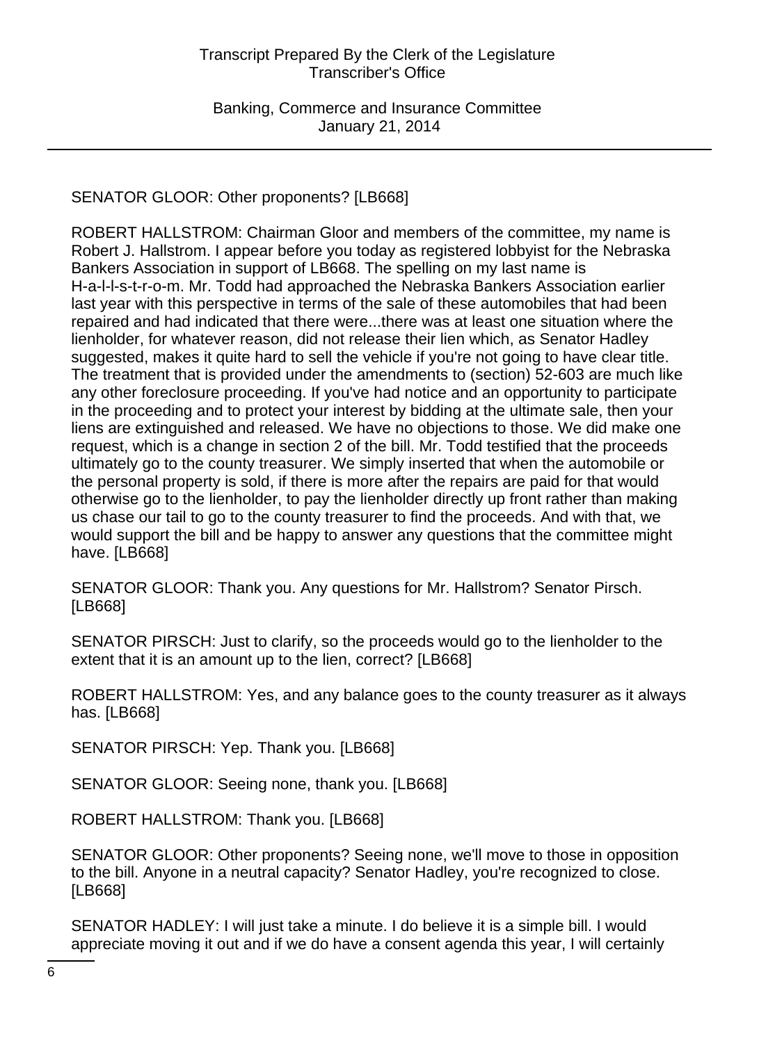SENATOR GLOOR: Other proponents? [LB668]

ROBERT HALLSTROM: Chairman Gloor and members of the committee, my name is Robert J. Hallstrom. I appear before you today as registered lobbyist for the Nebraska Bankers Association in support of LB668. The spelling on my last name is H-a-l-l-s-t-r-o-m. Mr. Todd had approached the Nebraska Bankers Association earlier last year with this perspective in terms of the sale of these automobiles that had been repaired and had indicated that there were...there was at least one situation where the lienholder, for whatever reason, did not release their lien which, as Senator Hadley suggested, makes it quite hard to sell the vehicle if you're not going to have clear title. The treatment that is provided under the amendments to (section) 52-603 are much like any other foreclosure proceeding. If you've had notice and an opportunity to participate in the proceeding and to protect your interest by bidding at the ultimate sale, then your liens are extinguished and released. We have no objections to those. We did make one request, which is a change in section 2 of the bill. Mr. Todd testified that the proceeds ultimately go to the county treasurer. We simply inserted that when the automobile or the personal property is sold, if there is more after the repairs are paid for that would otherwise go to the lienholder, to pay the lienholder directly up front rather than making us chase our tail to go to the county treasurer to find the proceeds. And with that, we would support the bill and be happy to answer any questions that the committee might have. [LB668]

SENATOR GLOOR: Thank you. Any questions for Mr. Hallstrom? Senator Pirsch. [LB668]

SENATOR PIRSCH: Just to clarify, so the proceeds would go to the lienholder to the extent that it is an amount up to the lien, correct? [LB668]

ROBERT HALLSTROM: Yes, and any balance goes to the county treasurer as it always has. [LB668]

SENATOR PIRSCH: Yep. Thank you. [LB668]

SENATOR GLOOR: Seeing none, thank you. [LB668]

ROBERT HALLSTROM: Thank you. [LB668]

SENATOR GLOOR: Other proponents? Seeing none, we'll move to those in opposition to the bill. Anyone in a neutral capacity? Senator Hadley, you're recognized to close. [LB668]

SENATOR HADLEY: I will just take a minute. I do believe it is a simple bill. I would appreciate moving it out and if we do have a consent agenda this year, I will certainly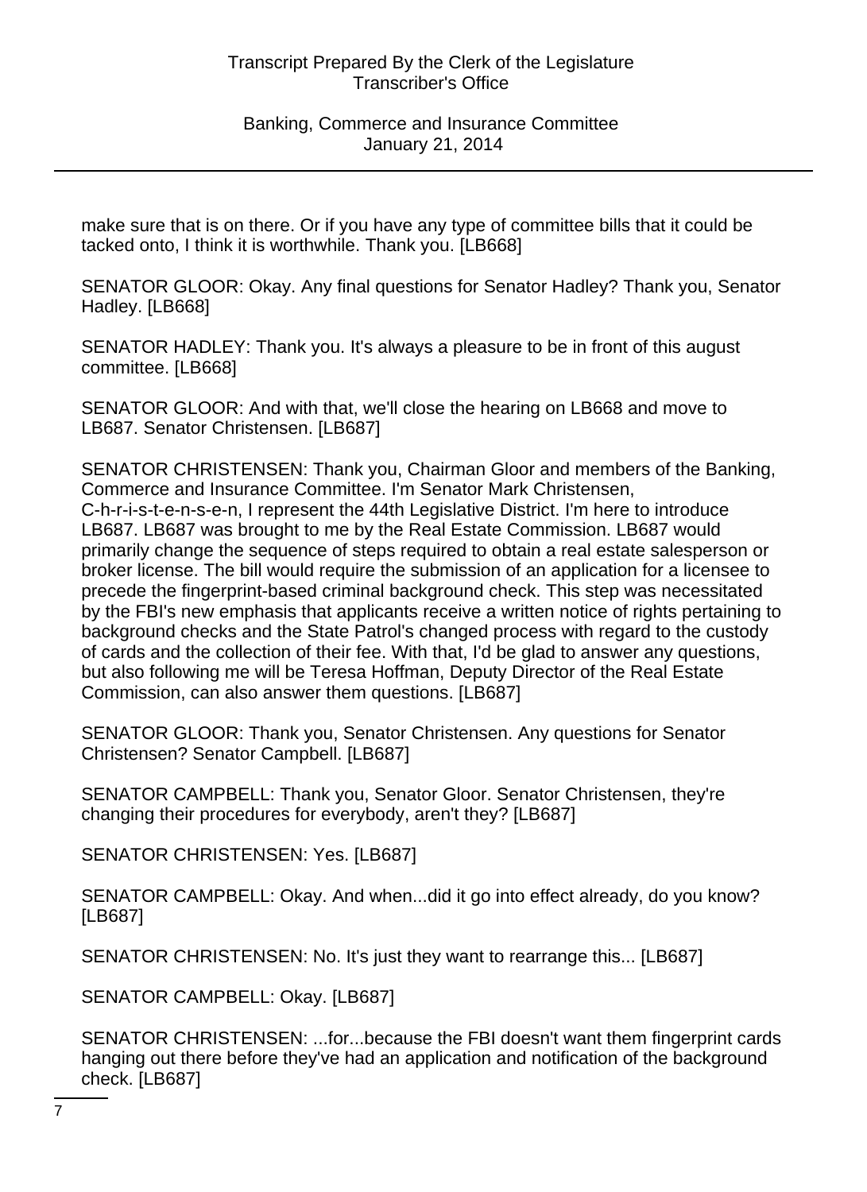make sure that is on there. Or if you have any type of committee bills that it could be tacked onto, I think it is worthwhile. Thank you. [LB668]

SENATOR GLOOR: Okay. Any final questions for Senator Hadley? Thank you, Senator Hadley. [LB668]

SENATOR HADLEY: Thank you. It's always a pleasure to be in front of this august committee. [LB668]

SENATOR GLOOR: And with that, we'll close the hearing on LB668 and move to LB687. Senator Christensen. [LB687]

SENATOR CHRISTENSEN: Thank you, Chairman Gloor and members of the Banking, Commerce and Insurance Committee. I'm Senator Mark Christensen, C-h-r-i-s-t-e-n-s-e-n, I represent the 44th Legislative District. I'm here to introduce LB687. LB687 was brought to me by the Real Estate Commission. LB687 would primarily change the sequence of steps required to obtain a real estate salesperson or broker license. The bill would require the submission of an application for a licensee to precede the fingerprint-based criminal background check. This step was necessitated by the FBI's new emphasis that applicants receive a written notice of rights pertaining to background checks and the State Patrol's changed process with regard to the custody of cards and the collection of their fee. With that, I'd be glad to answer any questions, but also following me will be Teresa Hoffman, Deputy Director of the Real Estate Commission, can also answer them questions. [LB687]

SENATOR GLOOR: Thank you, Senator Christensen. Any questions for Senator Christensen? Senator Campbell. [LB687]

SENATOR CAMPBELL: Thank you, Senator Gloor. Senator Christensen, they're changing their procedures for everybody, aren't they? [LB687]

SENATOR CHRISTENSEN: Yes. [LB687]

SENATOR CAMPBELL: Okay. And when...did it go into effect already, do you know? [LB687]

SENATOR CHRISTENSEN: No. It's just they want to rearrange this... [LB687]

SENATOR CAMPBELL: Okay. [LB687]

SENATOR CHRISTENSEN: ...for...because the FBI doesn't want them fingerprint cards hanging out there before they've had an application and notification of the background check. [LB687]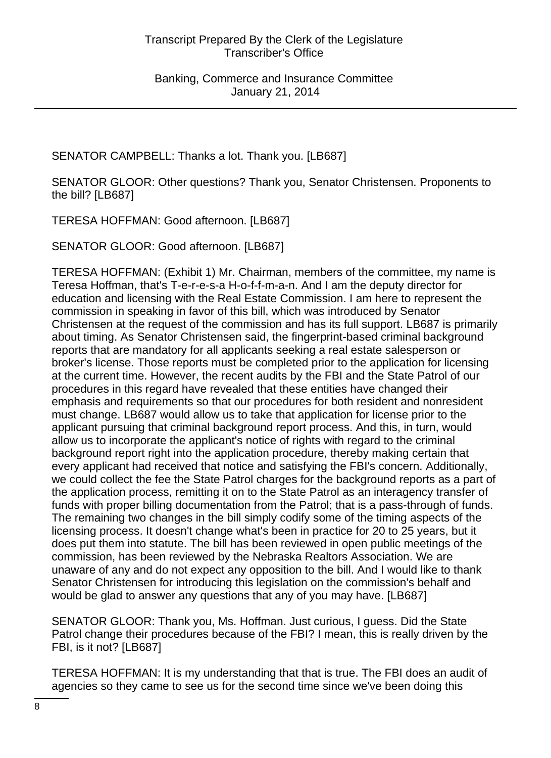SENATOR CAMPBELL: Thanks a lot. Thank you. [LB687]

SENATOR GLOOR: Other questions? Thank you, Senator Christensen. Proponents to the bill? [LB687]

TERESA HOFFMAN: Good afternoon. [LB687]

SENATOR GLOOR: Good afternoon. [LB687]

TERESA HOFFMAN: (Exhibit 1) Mr. Chairman, members of the committee, my name is Teresa Hoffman, that's T-e-r-e-s-a H-o-f-f-m-a-n. And I am the deputy director for education and licensing with the Real Estate Commission. I am here to represent the commission in speaking in favor of this bill, which was introduced by Senator Christensen at the request of the commission and has its full support. LB687 is primarily about timing. As Senator Christensen said, the fingerprint-based criminal background reports that are mandatory for all applicants seeking a real estate salesperson or broker's license. Those reports must be completed prior to the application for licensing at the current time. However, the recent audits by the FBI and the State Patrol of our procedures in this regard have revealed that these entities have changed their emphasis and requirements so that our procedures for both resident and nonresident must change. LB687 would allow us to take that application for license prior to the applicant pursuing that criminal background report process. And this, in turn, would allow us to incorporate the applicant's notice of rights with regard to the criminal background report right into the application procedure, thereby making certain that every applicant had received that notice and satisfying the FBI's concern. Additionally, we could collect the fee the State Patrol charges for the background reports as a part of the application process, remitting it on to the State Patrol as an interagency transfer of funds with proper billing documentation from the Patrol; that is a pass-through of funds. The remaining two changes in the bill simply codify some of the timing aspects of the licensing process. It doesn't change what's been in practice for 20 to 25 years, but it does put them into statute. The bill has been reviewed in open public meetings of the commission, has been reviewed by the Nebraska Realtors Association. We are unaware of any and do not expect any opposition to the bill. And I would like to thank Senator Christensen for introducing this legislation on the commission's behalf and would be glad to answer any questions that any of you may have. [LB687]

SENATOR GLOOR: Thank you, Ms. Hoffman. Just curious, I guess. Did the State Patrol change their procedures because of the FBI? I mean, this is really driven by the FBI, is it not? [LB687]

TERESA HOFFMAN: It is my understanding that that is true. The FBI does an audit of agencies so they came to see us for the second time since we've been doing this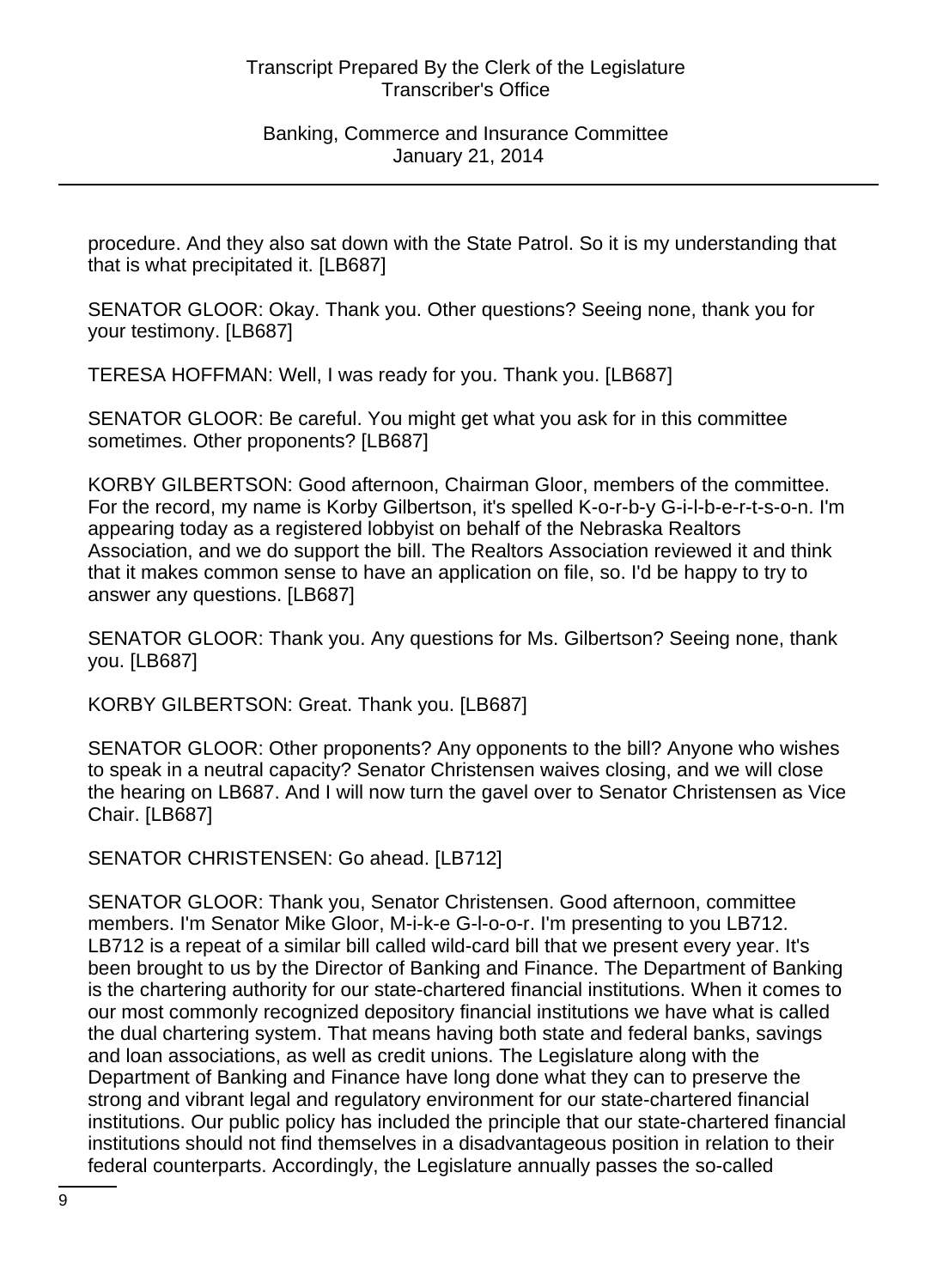procedure. And they also sat down with the State Patrol. So it is my understanding that that is what precipitated it. [LB687]

SENATOR GLOOR: Okay. Thank you. Other questions? Seeing none, thank you for your testimony. [LB687]

TERESA HOFFMAN: Well, I was ready for you. Thank you. [LB687]

SENATOR GLOOR: Be careful. You might get what you ask for in this committee sometimes. Other proponents? [LB687]

KORBY GILBERTSON: Good afternoon, Chairman Gloor, members of the committee. For the record, my name is Korby Gilbertson, it's spelled K-o-r-b-y G-i-l-b-e-r-t-s-o-n. I'm appearing today as a registered lobbyist on behalf of the Nebraska Realtors Association, and we do support the bill. The Realtors Association reviewed it and think that it makes common sense to have an application on file, so. I'd be happy to try to answer any questions. [LB687]

SENATOR GLOOR: Thank you. Any questions for Ms. Gilbertson? Seeing none, thank you. [LB687]

KORBY GILBERTSON: Great. Thank you. [LB687]

SENATOR GLOOR: Other proponents? Any opponents to the bill? Anyone who wishes to speak in a neutral capacity? Senator Christensen waives closing, and we will close the hearing on LB687. And I will now turn the gavel over to Senator Christensen as Vice Chair. [LB687]

SENATOR CHRISTENSEN: Go ahead. [LB712]

SENATOR GLOOR: Thank you, Senator Christensen. Good afternoon, committee members. I'm Senator Mike Gloor, M-i-k-e G-l-o-o-r. I'm presenting to you LB712. LB712 is a repeat of a similar bill called wild-card bill that we present every year. It's been brought to us by the Director of Banking and Finance. The Department of Banking is the chartering authority for our state-chartered financial institutions. When it comes to our most commonly recognized depository financial institutions we have what is called the dual chartering system. That means having both state and federal banks, savings and loan associations, as well as credit unions. The Legislature along with the Department of Banking and Finance have long done what they can to preserve the strong and vibrant legal and regulatory environment for our state-chartered financial institutions. Our public policy has included the principle that our state-chartered financial institutions should not find themselves in a disadvantageous position in relation to their federal counterparts. Accordingly, the Legislature annually passes the so-called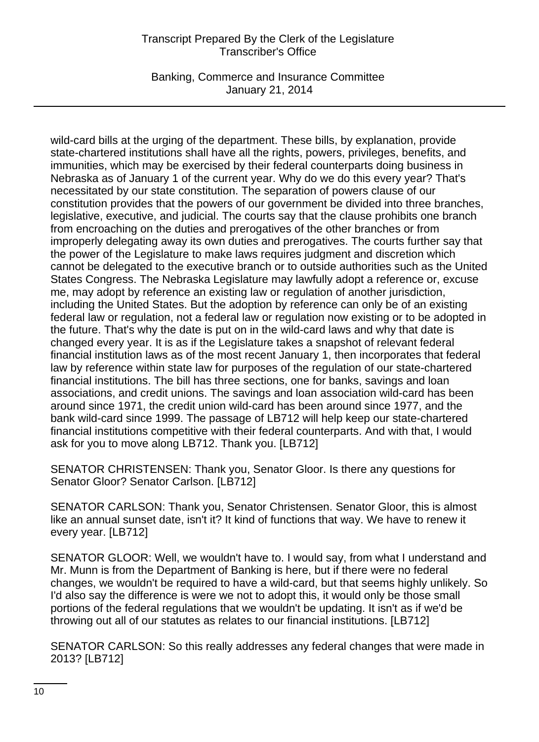wild-card bills at the urging of the department. These bills, by explanation, provide state-chartered institutions shall have all the rights, powers, privileges, benefits, and immunities, which may be exercised by their federal counterparts doing business in Nebraska as of January 1 of the current year. Why do we do this every year? That's necessitated by our state constitution. The separation of powers clause of our constitution provides that the powers of our government be divided into three branches, legislative, executive, and judicial. The courts say that the clause prohibits one branch from encroaching on the duties and prerogatives of the other branches or from improperly delegating away its own duties and prerogatives. The courts further say that the power of the Legislature to make laws requires judgment and discretion which cannot be delegated to the executive branch or to outside authorities such as the United States Congress. The Nebraska Legislature may lawfully adopt a reference or, excuse me, may adopt by reference an existing law or regulation of another jurisdiction, including the United States. But the adoption by reference can only be of an existing federal law or regulation, not a federal law or regulation now existing or to be adopted in the future. That's why the date is put on in the wild-card laws and why that date is changed every year. It is as if the Legislature takes a snapshot of relevant federal financial institution laws as of the most recent January 1, then incorporates that federal law by reference within state law for purposes of the regulation of our state-chartered financial institutions. The bill has three sections, one for banks, savings and loan associations, and credit unions. The savings and loan association wild-card has been around since 1971, the credit union wild-card has been around since 1977, and the bank wild-card since 1999. The passage of LB712 will help keep our state-chartered financial institutions competitive with their federal counterparts. And with that, I would ask for you to move along LB712. Thank you. [LB712]

SENATOR CHRISTENSEN: Thank you, Senator Gloor. Is there any questions for Senator Gloor? Senator Carlson. [LB712]

SENATOR CARLSON: Thank you, Senator Christensen. Senator Gloor, this is almost like an annual sunset date, isn't it? It kind of functions that way. We have to renew it every year. [LB712]

SENATOR GLOOR: Well, we wouldn't have to. I would say, from what I understand and Mr. Munn is from the Department of Banking is here, but if there were no federal changes, we wouldn't be required to have a wild-card, but that seems highly unlikely. So I'd also say the difference is were we not to adopt this, it would only be those small portions of the federal regulations that we wouldn't be updating. It isn't as if we'd be throwing out all of our statutes as relates to our financial institutions. [LB712]

SENATOR CARLSON: So this really addresses any federal changes that were made in 2013? [LB712]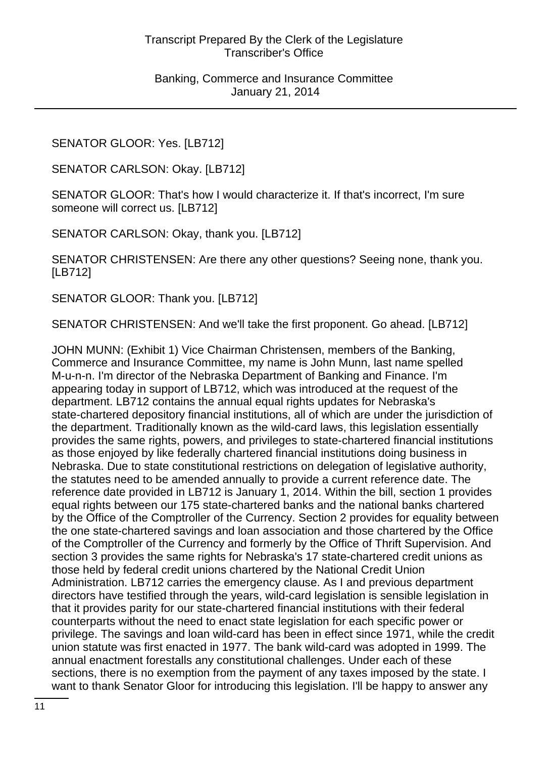SENATOR GLOOR: Yes. [LB712]

SENATOR CARLSON: Okay. [LB712]

SENATOR GLOOR: That's how I would characterize it. If that's incorrect, I'm sure someone will correct us. [LB712]

SENATOR CARLSON: Okay, thank you. [LB712]

SENATOR CHRISTENSEN: Are there any other questions? Seeing none, thank you. [LB712]

SENATOR GLOOR: Thank you. [LB712]

SENATOR CHRISTENSEN: And we'll take the first proponent. Go ahead. [LB712]

JOHN MUNN: (Exhibit 1) Vice Chairman Christensen, members of the Banking, Commerce and Insurance Committee, my name is John Munn, last name spelled M-u-n-n. I'm director of the Nebraska Department of Banking and Finance. I'm appearing today in support of LB712, which was introduced at the request of the department. LB712 contains the annual equal rights updates for Nebraska's state-chartered depository financial institutions, all of which are under the jurisdiction of the department. Traditionally known as the wild-card laws, this legislation essentially provides the same rights, powers, and privileges to state-chartered financial institutions as those enjoyed by like federally chartered financial institutions doing business in Nebraska. Due to state constitutional restrictions on delegation of legislative authority, the statutes need to be amended annually to provide a current reference date. The reference date provided in LB712 is January 1, 2014. Within the bill, section 1 provides equal rights between our 175 state-chartered banks and the national banks chartered by the Office of the Comptroller of the Currency. Section 2 provides for equality between the one state-chartered savings and loan association and those chartered by the Office of the Comptroller of the Currency and formerly by the Office of Thrift Supervision. And section 3 provides the same rights for Nebraska's 17 state-chartered credit unions as those held by federal credit unions chartered by the National Credit Union Administration. LB712 carries the emergency clause. As I and previous department directors have testified through the years, wild-card legislation is sensible legislation in that it provides parity for our state-chartered financial institutions with their federal counterparts without the need to enact state legislation for each specific power or privilege. The savings and loan wild-card has been in effect since 1971, while the credit union statute was first enacted in 1977. The bank wild-card was adopted in 1999. The annual enactment forestalls any constitutional challenges. Under each of these sections, there is no exemption from the payment of any taxes imposed by the state. I want to thank Senator Gloor for introducing this legislation. I'll be happy to answer any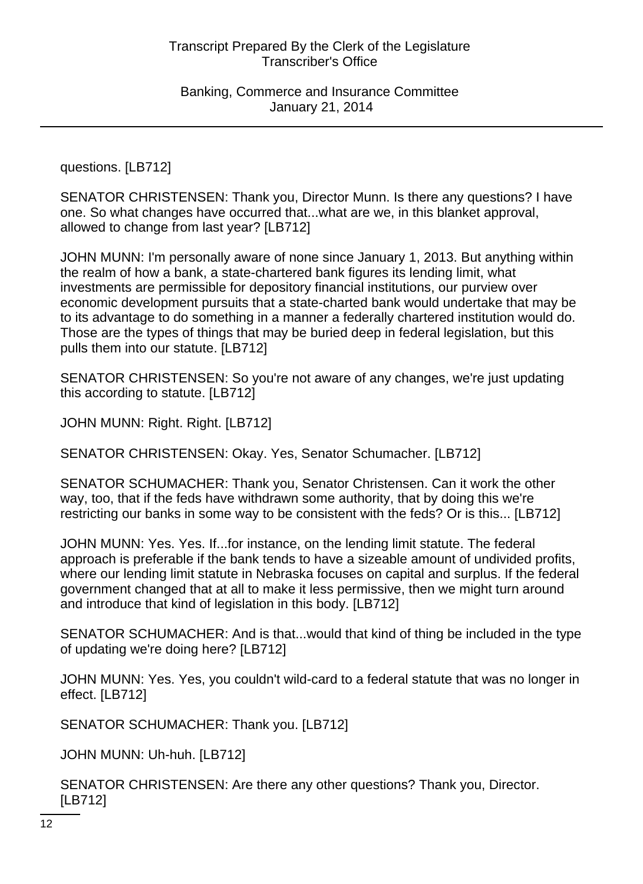questions. [LB712]

SENATOR CHRISTENSEN: Thank you, Director Munn. Is there any questions? I have one. So what changes have occurred that...what are we, in this blanket approval, allowed to change from last year? [LB712]

JOHN MUNN: I'm personally aware of none since January 1, 2013. But anything within the realm of how a bank, a state-chartered bank figures its lending limit, what investments are permissible for depository financial institutions, our purview over economic development pursuits that a state-charted bank would undertake that may be to its advantage to do something in a manner a federally chartered institution would do. Those are the types of things that may be buried deep in federal legislation, but this pulls them into our statute. [LB712]

SENATOR CHRISTENSEN: So you're not aware of any changes, we're just updating this according to statute. [LB712]

JOHN MUNN: Right. Right. [LB712]

SENATOR CHRISTENSEN: Okay. Yes, Senator Schumacher. [LB712]

SENATOR SCHUMACHER: Thank you, Senator Christensen. Can it work the other way, too, that if the feds have withdrawn some authority, that by doing this we're restricting our banks in some way to be consistent with the feds? Or is this... [LB712]

JOHN MUNN: Yes. Yes. If...for instance, on the lending limit statute. The federal approach is preferable if the bank tends to have a sizeable amount of undivided profits, where our lending limit statute in Nebraska focuses on capital and surplus. If the federal government changed that at all to make it less permissive, then we might turn around and introduce that kind of legislation in this body. [LB712]

SENATOR SCHUMACHER: And is that...would that kind of thing be included in the type of updating we're doing here? [LB712]

JOHN MUNN: Yes. Yes, you couldn't wild-card to a federal statute that was no longer in effect. [LB712]

SENATOR SCHUMACHER: Thank you. [LB712]

JOHN MUNN: Uh-huh. [LB712]

SENATOR CHRISTENSEN: Are there any other questions? Thank you, Director. [LB712]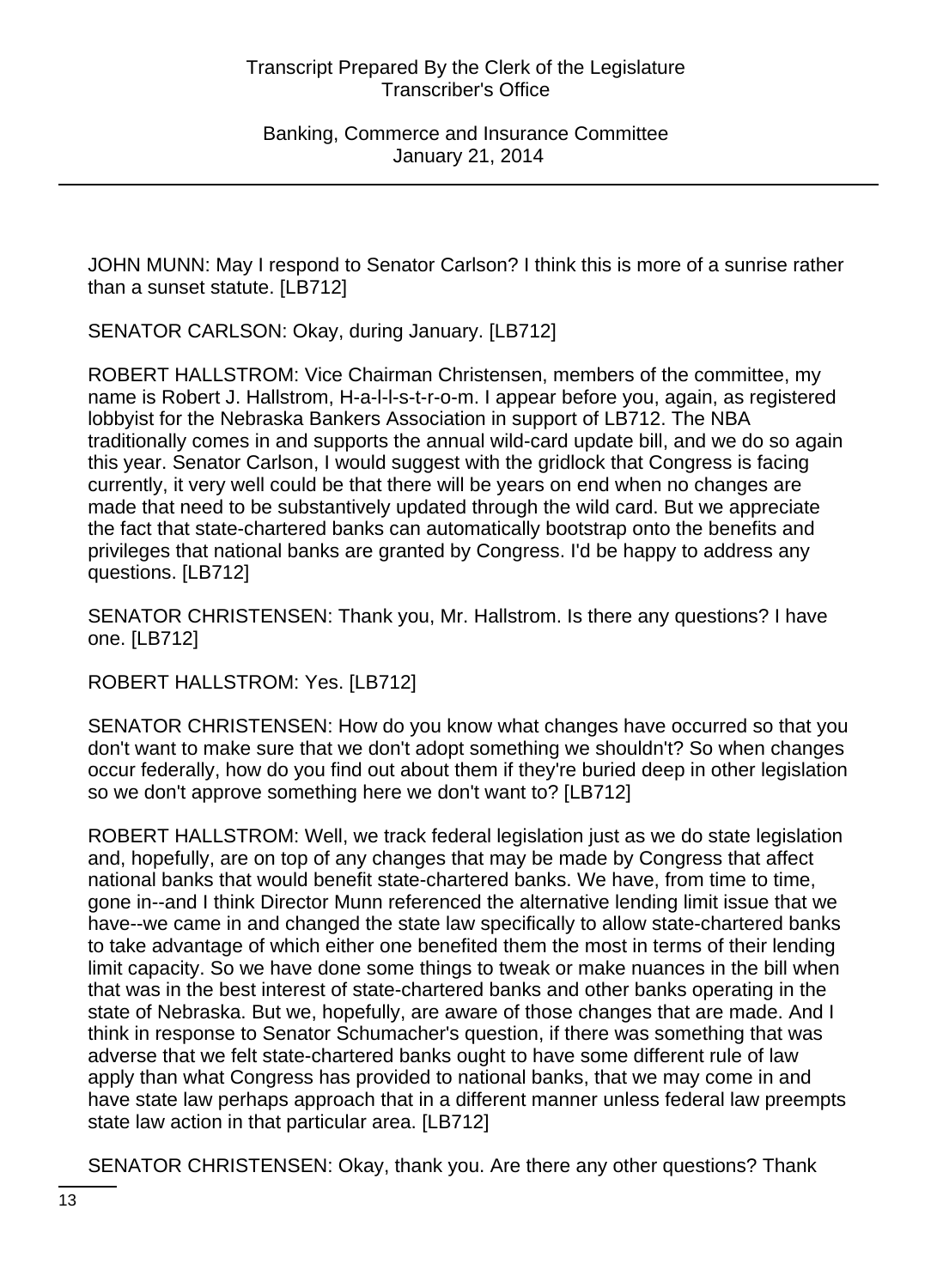JOHN MUNN: May I respond to Senator Carlson? I think this is more of a sunrise rather than a sunset statute. [LB712]

SENATOR CARLSON: Okay, during January. [LB712]

ROBERT HALLSTROM: Vice Chairman Christensen, members of the committee, my name is Robert J. Hallstrom, H-a-l-l-s-t-r-o-m. I appear before you, again, as registered lobbyist for the Nebraska Bankers Association in support of LB712. The NBA traditionally comes in and supports the annual wild-card update bill, and we do so again this year. Senator Carlson, I would suggest with the gridlock that Congress is facing currently, it very well could be that there will be years on end when no changes are made that need to be substantively updated through the wild card. But we appreciate the fact that state-chartered banks can automatically bootstrap onto the benefits and privileges that national banks are granted by Congress. I'd be happy to address any questions. [LB712]

SENATOR CHRISTENSEN: Thank you, Mr. Hallstrom. Is there any questions? I have one. [LB712]

ROBERT HALLSTROM: Yes. [LB712]

SENATOR CHRISTENSEN: How do you know what changes have occurred so that you don't want to make sure that we don't adopt something we shouldn't? So when changes occur federally, how do you find out about them if they're buried deep in other legislation so we don't approve something here we don't want to? [LB712]

ROBERT HALLSTROM: Well, we track federal legislation just as we do state legislation and, hopefully, are on top of any changes that may be made by Congress that affect national banks that would benefit state-chartered banks. We have, from time to time, gone in--and I think Director Munn referenced the alternative lending limit issue that we have--we came in and changed the state law specifically to allow state-chartered banks to take advantage of which either one benefited them the most in terms of their lending limit capacity. So we have done some things to tweak or make nuances in the bill when that was in the best interest of state-chartered banks and other banks operating in the state of Nebraska. But we, hopefully, are aware of those changes that are made. And I think in response to Senator Schumacher's question, if there was something that was adverse that we felt state-chartered banks ought to have some different rule of law apply than what Congress has provided to national banks, that we may come in and have state law perhaps approach that in a different manner unless federal law preempts state law action in that particular area. [LB712]

SENATOR CHRISTENSEN: Okay, thank you. Are there any other questions? Thank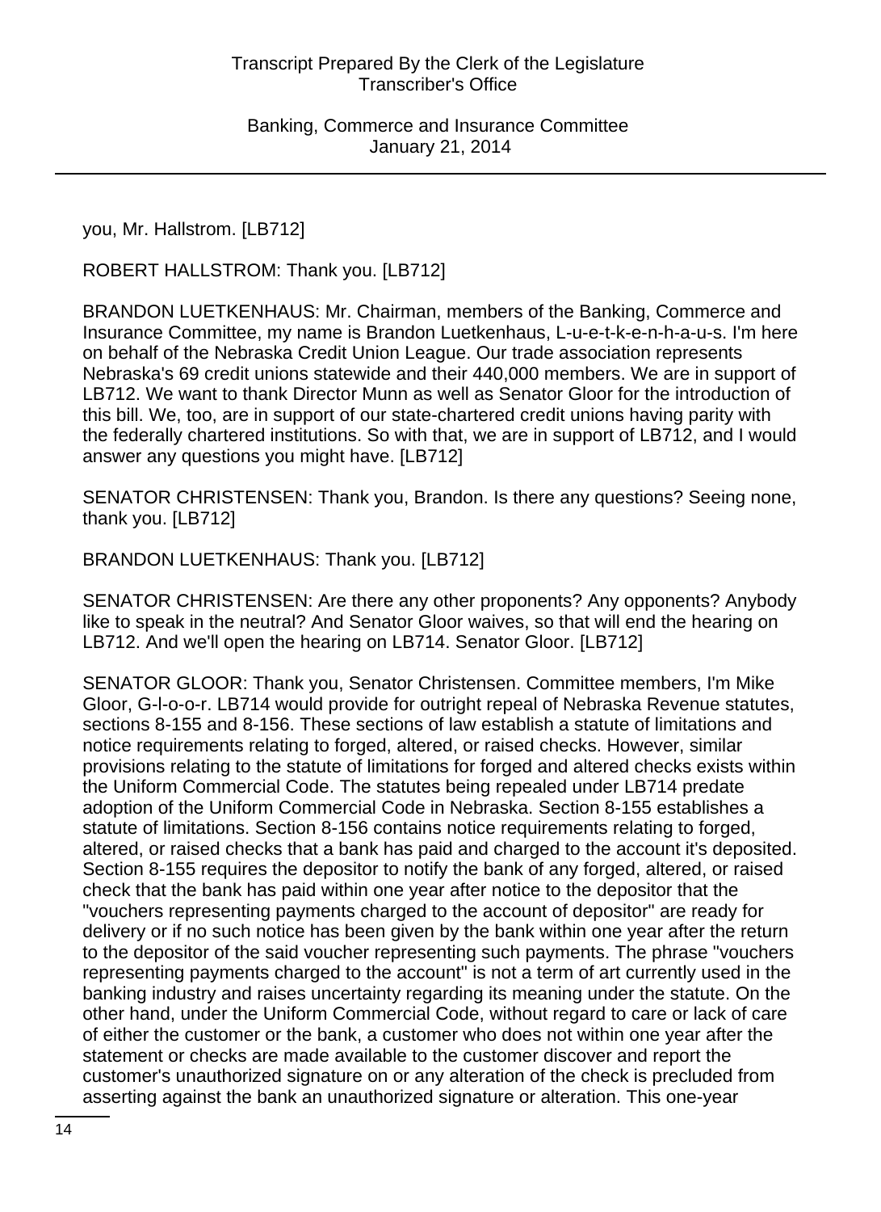you, Mr. Hallstrom. [LB712]

ROBERT HALLSTROM: Thank you. [LB712]

BRANDON LUETKENHAUS: Mr. Chairman, members of the Banking, Commerce and Insurance Committee, my name is Brandon Luetkenhaus, L-u-e-t-k-e-n-h-a-u-s. I'm here on behalf of the Nebraska Credit Union League. Our trade association represents Nebraska's 69 credit unions statewide and their 440,000 members. We are in support of LB712. We want to thank Director Munn as well as Senator Gloor for the introduction of this bill. We, too, are in support of our state-chartered credit unions having parity with the federally chartered institutions. So with that, we are in support of LB712, and I would answer any questions you might have. [LB712]

SENATOR CHRISTENSEN: Thank you, Brandon. Is there any questions? Seeing none, thank you. [LB712]

BRANDON LUETKENHAUS: Thank you. [LB712]

SENATOR CHRISTENSEN: Are there any other proponents? Any opponents? Anybody like to speak in the neutral? And Senator Gloor waives, so that will end the hearing on LB712. And we'll open the hearing on LB714. Senator Gloor. [LB712]

SENATOR GLOOR: Thank you, Senator Christensen. Committee members, I'm Mike Gloor, G-l-o-o-r. LB714 would provide for outright repeal of Nebraska Revenue statutes, sections 8-155 and 8-156. These sections of law establish a statute of limitations and notice requirements relating to forged, altered, or raised checks. However, similar provisions relating to the statute of limitations for forged and altered checks exists within the Uniform Commercial Code. The statutes being repealed under LB714 predate adoption of the Uniform Commercial Code in Nebraska. Section 8-155 establishes a statute of limitations. Section 8-156 contains notice requirements relating to forged, altered, or raised checks that a bank has paid and charged to the account it's deposited. Section 8-155 requires the depositor to notify the bank of any forged, altered, or raised check that the bank has paid within one year after notice to the depositor that the "vouchers representing payments charged to the account of depositor" are ready for delivery or if no such notice has been given by the bank within one year after the return to the depositor of the said voucher representing such payments. The phrase "vouchers representing payments charged to the account" is not a term of art currently used in the banking industry and raises uncertainty regarding its meaning under the statute. On the other hand, under the Uniform Commercial Code, without regard to care or lack of care of either the customer or the bank, a customer who does not within one year after the statement or checks are made available to the customer discover and report the customer's unauthorized signature on or any alteration of the check is precluded from asserting against the bank an unauthorized signature or alteration. This one-year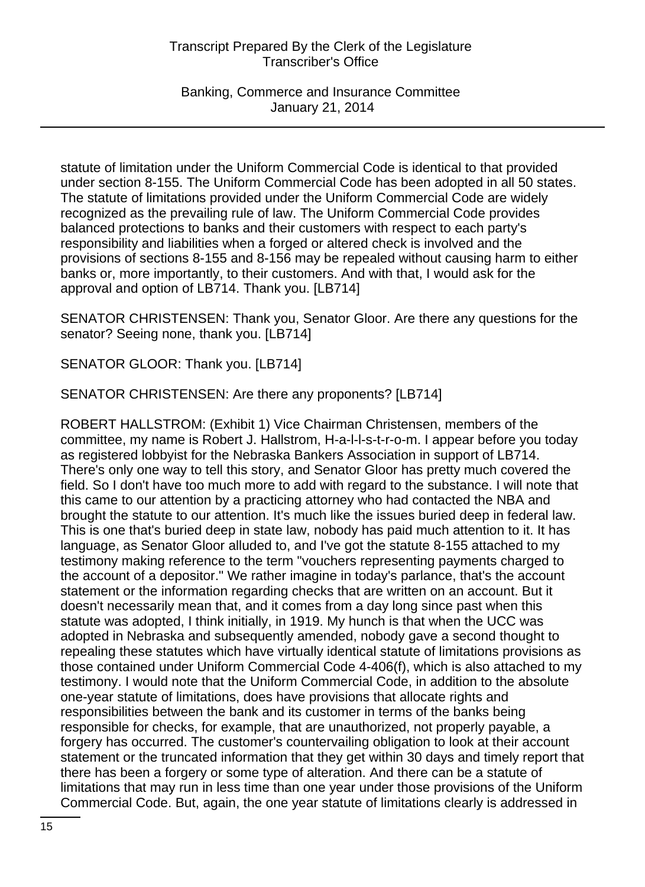statute of limitation under the Uniform Commercial Code is identical to that provided under section 8-155. The Uniform Commercial Code has been adopted in all 50 states. The statute of limitations provided under the Uniform Commercial Code are widely recognized as the prevailing rule of law. The Uniform Commercial Code provides balanced protections to banks and their customers with respect to each party's responsibility and liabilities when a forged or altered check is involved and the provisions of sections 8-155 and 8-156 may be repealed without causing harm to either banks or, more importantly, to their customers. And with that, I would ask for the approval and option of LB714. Thank you. [LB714]

SENATOR CHRISTENSEN: Thank you, Senator Gloor. Are there any questions for the senator? Seeing none, thank you. [LB714]

SENATOR GLOOR: Thank you. [LB714]

SENATOR CHRISTENSEN: Are there any proponents? [LB714]

ROBERT HALLSTROM: (Exhibit 1) Vice Chairman Christensen, members of the committee, my name is Robert J. Hallstrom, H-a-l-l-s-t-r-o-m. I appear before you today as registered lobbyist for the Nebraska Bankers Association in support of LB714. There's only one way to tell this story, and Senator Gloor has pretty much covered the field. So I don't have too much more to add with regard to the substance. I will note that this came to our attention by a practicing attorney who had contacted the NBA and brought the statute to our attention. It's much like the issues buried deep in federal law. This is one that's buried deep in state law, nobody has paid much attention to it. It has language, as Senator Gloor alluded to, and I've got the statute 8-155 attached to my testimony making reference to the term "vouchers representing payments charged to the account of a depositor." We rather imagine in today's parlance, that's the account statement or the information regarding checks that are written on an account. But it doesn't necessarily mean that, and it comes from a day long since past when this statute was adopted, I think initially, in 1919. My hunch is that when the UCC was adopted in Nebraska and subsequently amended, nobody gave a second thought to repealing these statutes which have virtually identical statute of limitations provisions as those contained under Uniform Commercial Code 4-406(f), which is also attached to my testimony. I would note that the Uniform Commercial Code, in addition to the absolute one-year statute of limitations, does have provisions that allocate rights and responsibilities between the bank and its customer in terms of the banks being responsible for checks, for example, that are unauthorized, not properly payable, a forgery has occurred. The customer's countervailing obligation to look at their account statement or the truncated information that they get within 30 days and timely report that there has been a forgery or some type of alteration. And there can be a statute of limitations that may run in less time than one year under those provisions of the Uniform Commercial Code. But, again, the one year statute of limitations clearly is addressed in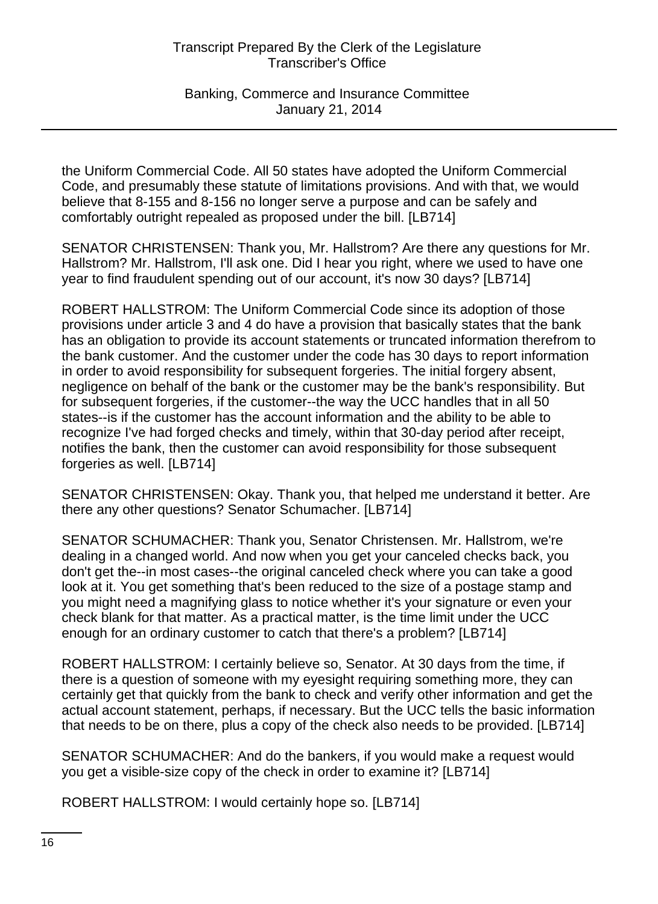the Uniform Commercial Code. All 50 states have adopted the Uniform Commercial Code, and presumably these statute of limitations provisions. And with that, we would believe that 8-155 and 8-156 no longer serve a purpose and can be safely and comfortably outright repealed as proposed under the bill. [LB714]

SENATOR CHRISTENSEN: Thank you, Mr. Hallstrom? Are there any questions for Mr. Hallstrom? Mr. Hallstrom, I'll ask one. Did I hear you right, where we used to have one year to find fraudulent spending out of our account, it's now 30 days? [LB714]

ROBERT HALLSTROM: The Uniform Commercial Code since its adoption of those provisions under article 3 and 4 do have a provision that basically states that the bank has an obligation to provide its account statements or truncated information therefrom to the bank customer. And the customer under the code has 30 days to report information in order to avoid responsibility for subsequent forgeries. The initial forgery absent, negligence on behalf of the bank or the customer may be the bank's responsibility. But for subsequent forgeries, if the customer--the way the UCC handles that in all 50 states--is if the customer has the account information and the ability to be able to recognize I've had forged checks and timely, within that 30-day period after receipt, notifies the bank, then the customer can avoid responsibility for those subsequent forgeries as well. [LB714]

SENATOR CHRISTENSEN: Okay. Thank you, that helped me understand it better. Are there any other questions? Senator Schumacher. [LB714]

SENATOR SCHUMACHER: Thank you, Senator Christensen. Mr. Hallstrom, we're dealing in a changed world. And now when you get your canceled checks back, you don't get the--in most cases--the original canceled check where you can take a good look at it. You get something that's been reduced to the size of a postage stamp and you might need a magnifying glass to notice whether it's your signature or even your check blank for that matter. As a practical matter, is the time limit under the UCC enough for an ordinary customer to catch that there's a problem? [LB714]

ROBERT HALLSTROM: I certainly believe so, Senator. At 30 days from the time, if there is a question of someone with my eyesight requiring something more, they can certainly get that quickly from the bank to check and verify other information and get the actual account statement, perhaps, if necessary. But the UCC tells the basic information that needs to be on there, plus a copy of the check also needs to be provided. [LB714]

SENATOR SCHUMACHER: And do the bankers, if you would make a request would you get a visible-size copy of the check in order to examine it? [LB714]

ROBERT HALLSTROM: I would certainly hope so. [LB714]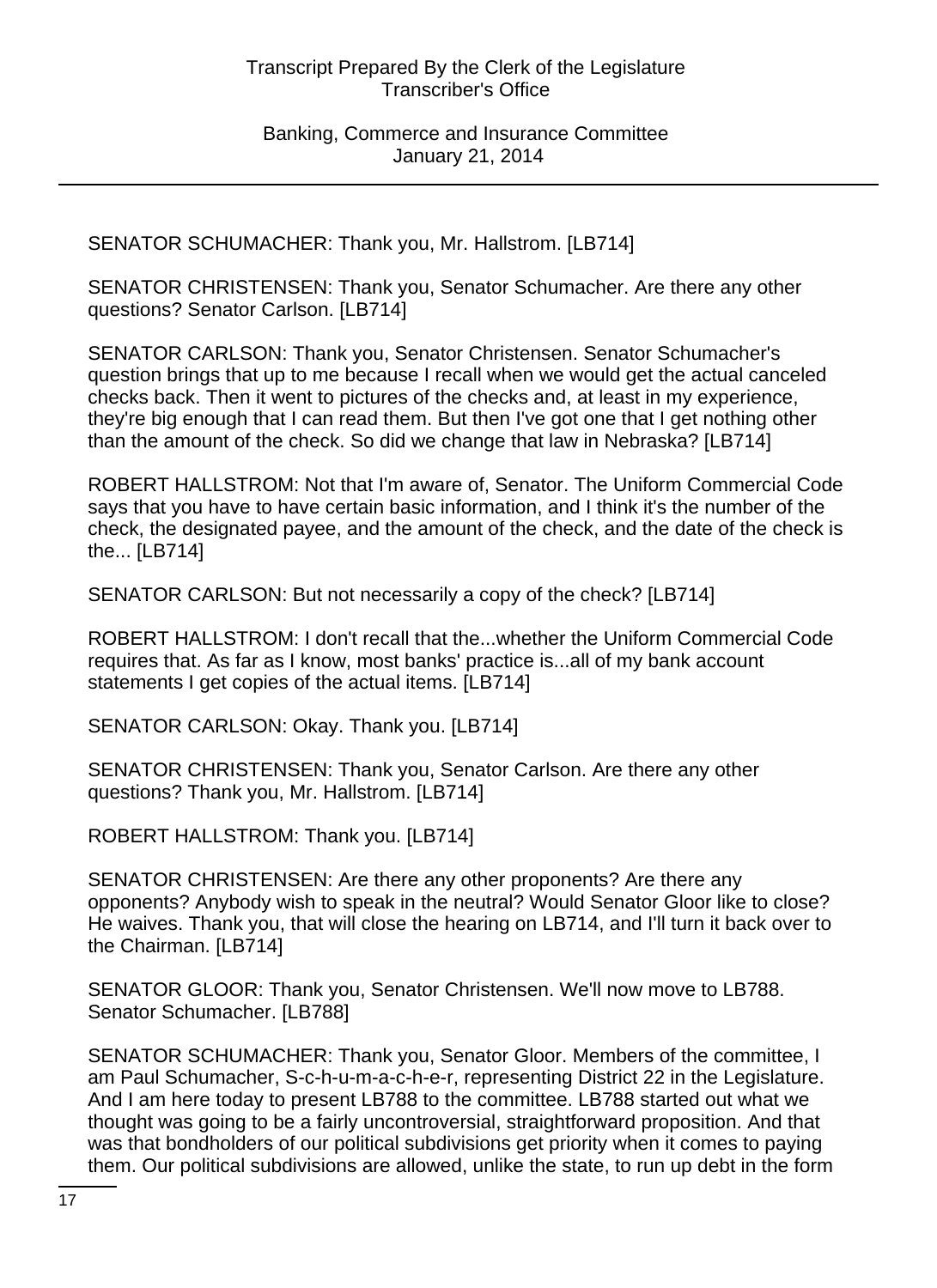SENATOR SCHUMACHER: Thank you, Mr. Hallstrom. [LB714]

SENATOR CHRISTENSEN: Thank you, Senator Schumacher. Are there any other questions? Senator Carlson. [LB714]

SENATOR CARLSON: Thank you, Senator Christensen. Senator Schumacher's question brings that up to me because I recall when we would get the actual canceled checks back. Then it went to pictures of the checks and, at least in my experience, they're big enough that I can read them. But then I've got one that I get nothing other than the amount of the check. So did we change that law in Nebraska? [LB714]

ROBERT HALLSTROM: Not that I'm aware of, Senator. The Uniform Commercial Code says that you have to have certain basic information, and I think it's the number of the check, the designated payee, and the amount of the check, and the date of the check is the... [LB714]

SENATOR CARLSON: But not necessarily a copy of the check? [LB714]

ROBERT HALLSTROM: I don't recall that the...whether the Uniform Commercial Code requires that. As far as I know, most banks' practice is...all of my bank account statements I get copies of the actual items. [LB714]

SENATOR CARLSON: Okay. Thank you. [LB714]

SENATOR CHRISTENSEN: Thank you, Senator Carlson. Are there any other questions? Thank you, Mr. Hallstrom. [LB714]

ROBERT HALLSTROM: Thank you. [LB714]

SENATOR CHRISTENSEN: Are there any other proponents? Are there any opponents? Anybody wish to speak in the neutral? Would Senator Gloor like to close? He waives. Thank you, that will close the hearing on LB714, and I'll turn it back over to the Chairman. [LB714]

SENATOR GLOOR: Thank you, Senator Christensen. We'll now move to LB788. Senator Schumacher. [LB788]

SENATOR SCHUMACHER: Thank you, Senator Gloor. Members of the committee, I am Paul Schumacher, S-c-h-u-m-a-c-h-e-r, representing District 22 in the Legislature. And I am here today to present LB788 to the committee. LB788 started out what we thought was going to be a fairly uncontroversial, straightforward proposition. And that was that bondholders of our political subdivisions get priority when it comes to paying them. Our political subdivisions are allowed, unlike the state, to run up debt in the form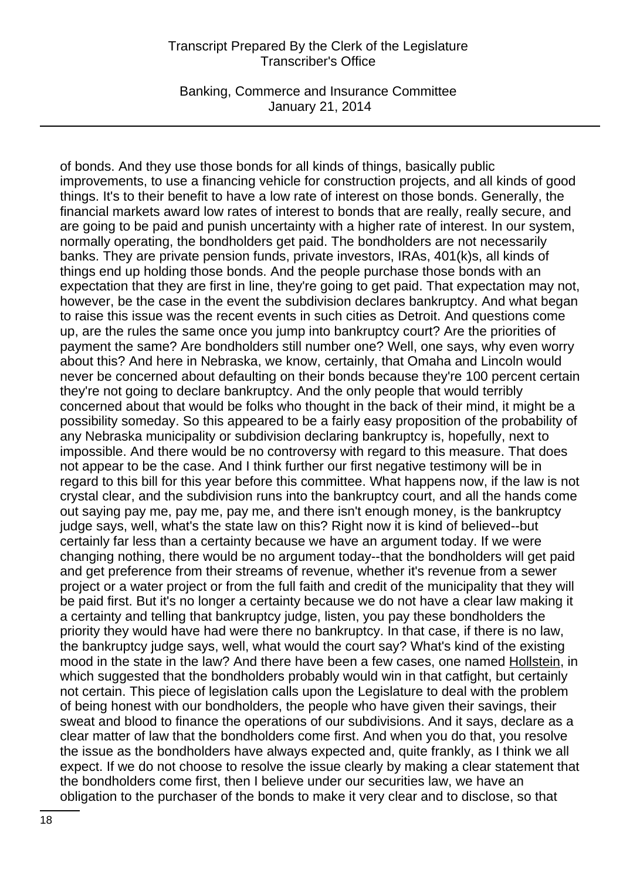of bonds. And they use those bonds for all kinds of things, basically public improvements, to use a financing vehicle for construction projects, and all kinds of good things. It's to their benefit to have a low rate of interest on those bonds. Generally, the financial markets award low rates of interest to bonds that are really, really secure, and are going to be paid and punish uncertainty with a higher rate of interest. In our system, normally operating, the bondholders get paid. The bondholders are not necessarily banks. They are private pension funds, private investors, IRAs, 401(k)s, all kinds of things end up holding those bonds. And the people purchase those bonds with an expectation that they are first in line, they're going to get paid. That expectation may not, however, be the case in the event the subdivision declares bankruptcy. And what began to raise this issue was the recent events in such cities as Detroit. And questions come up, are the rules the same once you jump into bankruptcy court? Are the priorities of payment the same? Are bondholders still number one? Well, one says, why even worry about this? And here in Nebraska, we know, certainly, that Omaha and Lincoln would never be concerned about defaulting on their bonds because they're 100 percent certain they're not going to declare bankruptcy. And the only people that would terribly concerned about that would be folks who thought in the back of their mind, it might be a possibility someday. So this appeared to be a fairly easy proposition of the probability of any Nebraska municipality or subdivision declaring bankruptcy is, hopefully, next to impossible. And there would be no controversy with regard to this measure. That does not appear to be the case. And I think further our first negative testimony will be in regard to this bill for this year before this committee. What happens now, if the law is not crystal clear, and the subdivision runs into the bankruptcy court, and all the hands come out saying pay me, pay me, pay me, and there isn't enough money, is the bankruptcy judge says, well, what's the state law on this? Right now it is kind of believed--but certainly far less than a certainty because we have an argument today. If we were changing nothing, there would be no argument today--that the bondholders will get paid and get preference from their streams of revenue, whether it's revenue from a sewer project or a water project or from the full faith and credit of the municipality that they will be paid first. But it's no longer a certainty because we do not have a clear law making it a certainty and telling that bankruptcy judge, listen, you pay these bondholders the priority they would have had were there no bankruptcy. In that case, if there is no law, the bankruptcy judge says, well, what would the court say? What's kind of the existing mood in the state in the law? And there have been a few cases, one named Hollstein, in which suggested that the bondholders probably would win in that catfight, but certainly not certain. This piece of legislation calls upon the Legislature to deal with the problem of being honest with our bondholders, the people who have given their savings, their sweat and blood to finance the operations of our subdivisions. And it says, declare as a clear matter of law that the bondholders come first. And when you do that, you resolve the issue as the bondholders have always expected and, quite frankly, as I think we all expect. If we do not choose to resolve the issue clearly by making a clear statement that the bondholders come first, then I believe under our securities law, we have an obligation to the purchaser of the bonds to make it very clear and to disclose, so that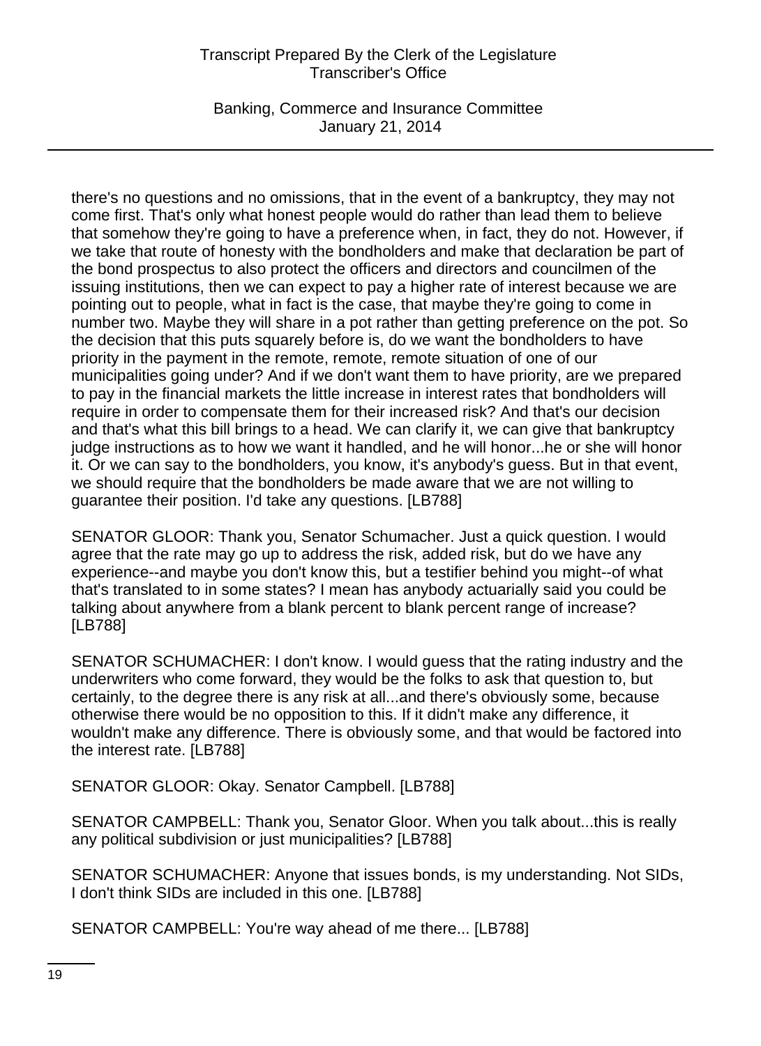there's no questions and no omissions, that in the event of a bankruptcy, they may not come first. That's only what honest people would do rather than lead them to believe that somehow they're going to have a preference when, in fact, they do not. However, if we take that route of honesty with the bondholders and make that declaration be part of the bond prospectus to also protect the officers and directors and councilmen of the issuing institutions, then we can expect to pay a higher rate of interest because we are pointing out to people, what in fact is the case, that maybe they're going to come in number two. Maybe they will share in a pot rather than getting preference on the pot. So the decision that this puts squarely before is, do we want the bondholders to have priority in the payment in the remote, remote, remote situation of one of our municipalities going under? And if we don't want them to have priority, are we prepared to pay in the financial markets the little increase in interest rates that bondholders will require in order to compensate them for their increased risk? And that's our decision and that's what this bill brings to a head. We can clarify it, we can give that bankruptcy judge instructions as to how we want it handled, and he will honor...he or she will honor it. Or we can say to the bondholders, you know, it's anybody's guess. But in that event, we should require that the bondholders be made aware that we are not willing to guarantee their position. I'd take any questions. [LB788]

SENATOR GLOOR: Thank you, Senator Schumacher. Just a quick question. I would agree that the rate may go up to address the risk, added risk, but do we have any experience--and maybe you don't know this, but a testifier behind you might--of what that's translated to in some states? I mean has anybody actuarially said you could be talking about anywhere from a blank percent to blank percent range of increase? [LB788]

SENATOR SCHUMACHER: I don't know. I would guess that the rating industry and the underwriters who come forward, they would be the folks to ask that question to, but certainly, to the degree there is any risk at all...and there's obviously some, because otherwise there would be no opposition to this. If it didn't make any difference, it wouldn't make any difference. There is obviously some, and that would be factored into the interest rate. [LB788]

SENATOR GLOOR: Okay. Senator Campbell. [LB788]

SENATOR CAMPBELL: Thank you, Senator Gloor. When you talk about...this is really any political subdivision or just municipalities? [LB788]

SENATOR SCHUMACHER: Anyone that issues bonds, is my understanding. Not SIDs, I don't think SIDs are included in this one. [LB788]

SENATOR CAMPBELL: You're way ahead of me there... [LB788]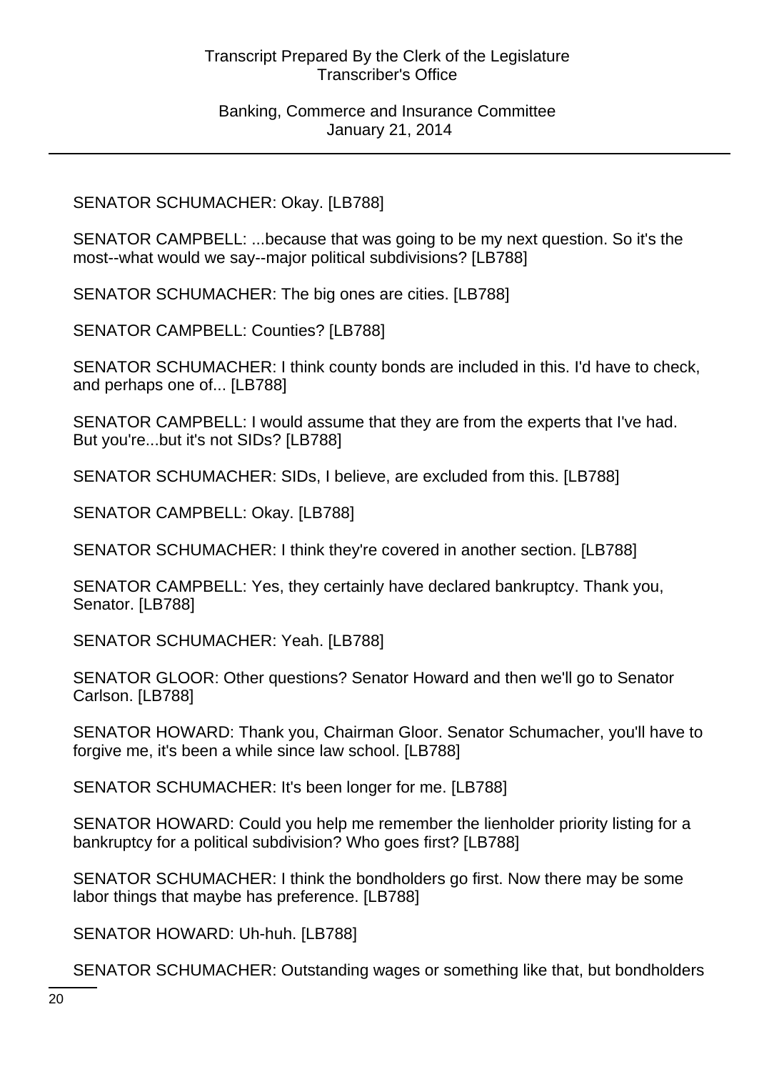SENATOR SCHUMACHER: Okay. [LB788]

SENATOR CAMPBELL: ...because that was going to be my next question. So it's the most--what would we say--major political subdivisions? [LB788]

SENATOR SCHUMACHER: The big ones are cities. [LB788]

SENATOR CAMPBELL: Counties? [LB788]

SENATOR SCHUMACHER: I think county bonds are included in this. I'd have to check, and perhaps one of... [LB788]

SENATOR CAMPBELL: I would assume that they are from the experts that I've had. But you're...but it's not SIDs? [LB788]

SENATOR SCHUMACHER: SIDs, I believe, are excluded from this. [LB788]

SENATOR CAMPBELL: Okay. [LB788]

SENATOR SCHUMACHER: I think they're covered in another section. [LB788]

SENATOR CAMPBELL: Yes, they certainly have declared bankruptcy. Thank you, Senator. [LB788]

SENATOR SCHUMACHER: Yeah. [LB788]

SENATOR GLOOR: Other questions? Senator Howard and then we'll go to Senator Carlson. [LB788]

SENATOR HOWARD: Thank you, Chairman Gloor. Senator Schumacher, you'll have to forgive me, it's been a while since law school. [LB788]

SENATOR SCHUMACHER: It's been longer for me. [LB788]

SENATOR HOWARD: Could you help me remember the lienholder priority listing for a bankruptcy for a political subdivision? Who goes first? [LB788]

SENATOR SCHUMACHER: I think the bondholders go first. Now there may be some labor things that maybe has preference. [LB788]

SENATOR HOWARD: Uh-huh. [LB788]

SENATOR SCHUMACHER: Outstanding wages or something like that, but bondholders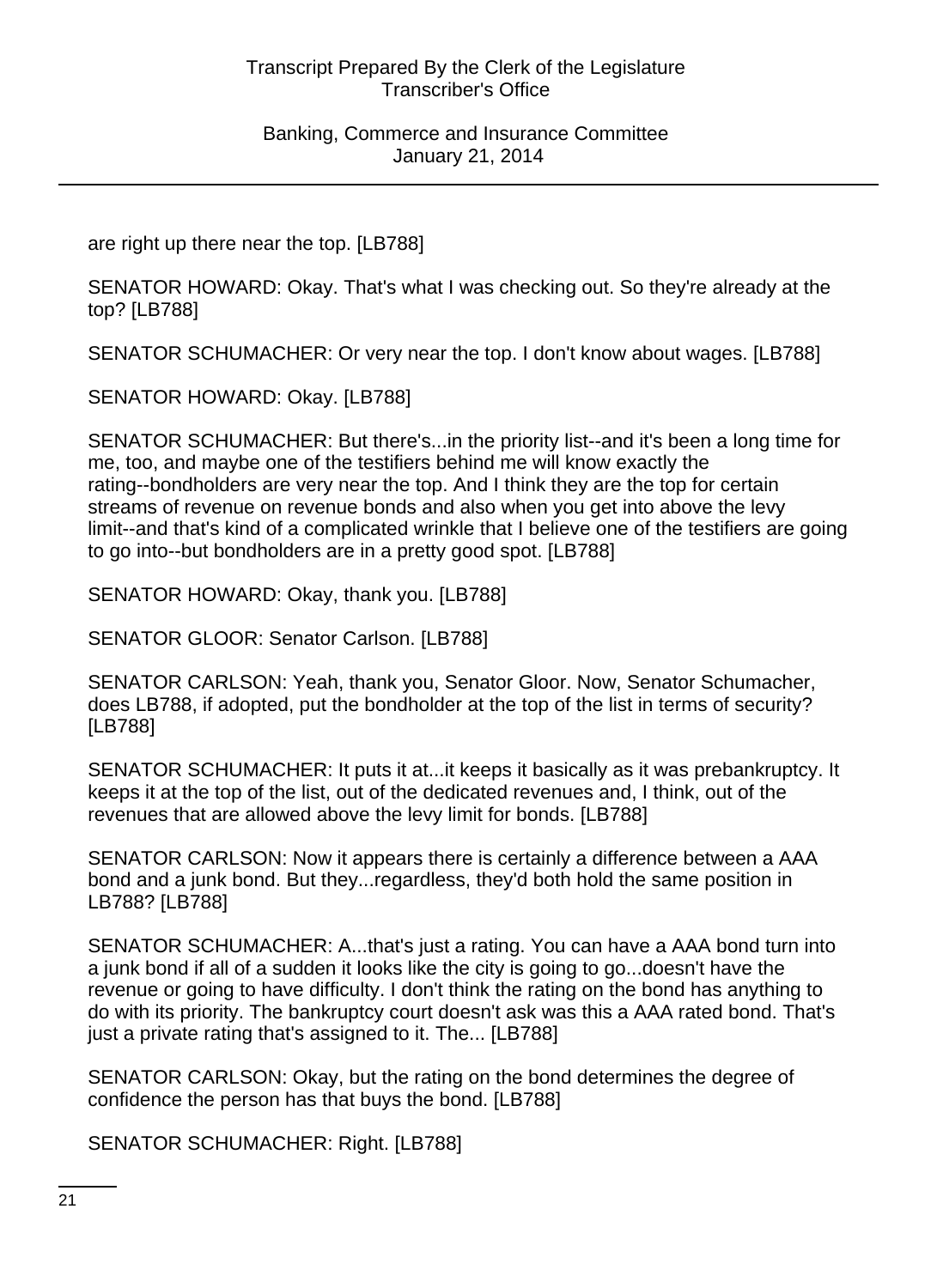are right up there near the top. [LB788]

SENATOR HOWARD: Okay. That's what I was checking out. So they're already at the top? [LB788]

SENATOR SCHUMACHER: Or very near the top. I don't know about wages. [LB788]

SENATOR HOWARD: Okay. [LB788]

SENATOR SCHUMACHER: But there's...in the priority list--and it's been a long time for me, too, and maybe one of the testifiers behind me will know exactly the rating--bondholders are very near the top. And I think they are the top for certain streams of revenue on revenue bonds and also when you get into above the levy limit--and that's kind of a complicated wrinkle that I believe one of the testifiers are going to go into--but bondholders are in a pretty good spot. [LB788]

SENATOR HOWARD: Okay, thank you. [LB788]

SENATOR GLOOR: Senator Carlson. [LB788]

SENATOR CARLSON: Yeah, thank you, Senator Gloor. Now, Senator Schumacher, does LB788, if adopted, put the bondholder at the top of the list in terms of security? [LB788]

SENATOR SCHUMACHER: It puts it at...it keeps it basically as it was prebankruptcy. It keeps it at the top of the list, out of the dedicated revenues and, I think, out of the revenues that are allowed above the levy limit for bonds. [LB788]

SENATOR CARLSON: Now it appears there is certainly a difference between a AAA bond and a junk bond. But they...regardless, they'd both hold the same position in LB788? [LB788]

SENATOR SCHUMACHER: A...that's just a rating. You can have a AAA bond turn into a junk bond if all of a sudden it looks like the city is going to go...doesn't have the revenue or going to have difficulty. I don't think the rating on the bond has anything to do with its priority. The bankruptcy court doesn't ask was this a AAA rated bond. That's just a private rating that's assigned to it. The... [LB788]

SENATOR CARLSON: Okay, but the rating on the bond determines the degree of confidence the person has that buys the bond. [LB788]

SENATOR SCHUMACHER: Right. [LB788]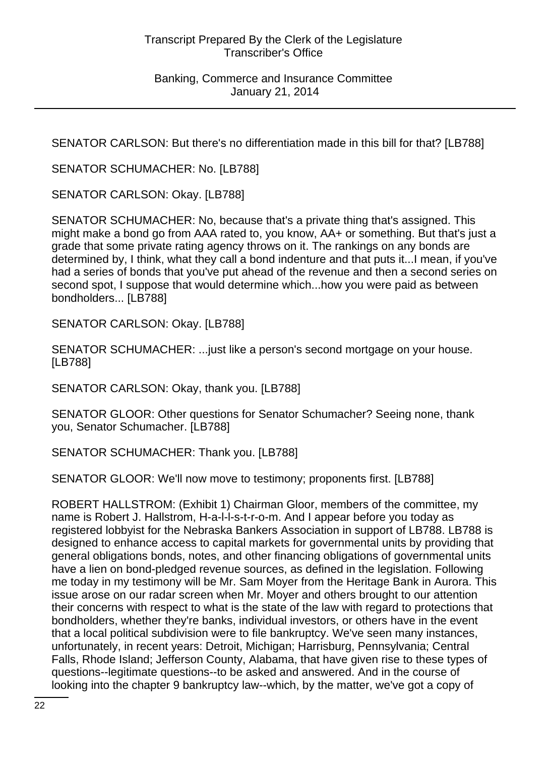SENATOR CARLSON: But there's no differentiation made in this bill for that? [LB788]

SENATOR SCHUMACHER: No. [LB788]

SENATOR CARLSON: Okay. [LB788]

SENATOR SCHUMACHER: No, because that's a private thing that's assigned. This might make a bond go from AAA rated to, you know, AA+ or something. But that's just a grade that some private rating agency throws on it. The rankings on any bonds are determined by, I think, what they call a bond indenture and that puts it...I mean, if you've had a series of bonds that you've put ahead of the revenue and then a second series on second spot, I suppose that would determine which...how you were paid as between bondholders... [LB788]

SENATOR CARLSON: Okay. [LB788]

SENATOR SCHUMACHER: ...just like a person's second mortgage on your house. [LB788]

SENATOR CARLSON: Okay, thank you. [LB788]

SENATOR GLOOR: Other questions for Senator Schumacher? Seeing none, thank you, Senator Schumacher. [LB788]

SENATOR SCHUMACHER: Thank you. [LB788]

SENATOR GLOOR: We'll now move to testimony; proponents first. [LB788]

ROBERT HALLSTROM: (Exhibit 1) Chairman Gloor, members of the committee, my name is Robert J. Hallstrom, H-a-l-l-s-t-r-o-m. And I appear before you today as registered lobbyist for the Nebraska Bankers Association in support of LB788. LB788 is designed to enhance access to capital markets for governmental units by providing that general obligations bonds, notes, and other financing obligations of governmental units have a lien on bond-pledged revenue sources, as defined in the legislation. Following me today in my testimony will be Mr. Sam Moyer from the Heritage Bank in Aurora. This issue arose on our radar screen when Mr. Moyer and others brought to our attention their concerns with respect to what is the state of the law with regard to protections that bondholders, whether they're banks, individual investors, or others have in the event that a local political subdivision were to file bankruptcy. We've seen many instances, unfortunately, in recent years: Detroit, Michigan; Harrisburg, Pennsylvania; Central Falls, Rhode Island; Jefferson County, Alabama, that have given rise to these types of questions--legitimate questions--to be asked and answered. And in the course of looking into the chapter 9 bankruptcy law--which, by the matter, we've got a copy of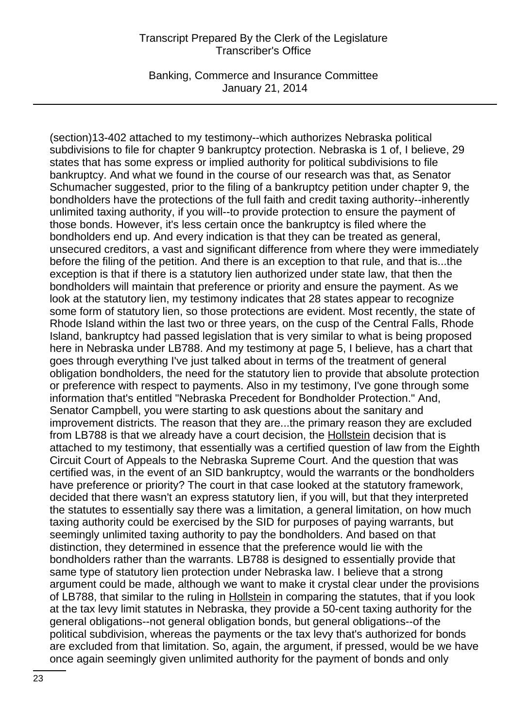(section)13-402 attached to my testimony--which authorizes Nebraska political subdivisions to file for chapter 9 bankruptcy protection. Nebraska is 1 of, I believe, 29 states that has some express or implied authority for political subdivisions to file bankruptcy. And what we found in the course of our research was that, as Senator Schumacher suggested, prior to the filing of a bankruptcy petition under chapter 9, the bondholders have the protections of the full faith and credit taxing authority--inherently unlimited taxing authority, if you will--to provide protection to ensure the payment of those bonds. However, it's less certain once the bankruptcy is filed where the bondholders end up. And every indication is that they can be treated as general, unsecured creditors, a vast and significant difference from where they were immediately before the filing of the petition. And there is an exception to that rule, and that is...the exception is that if there is a statutory lien authorized under state law, that then the bondholders will maintain that preference or priority and ensure the payment. As we look at the statutory lien, my testimony indicates that 28 states appear to recognize some form of statutory lien, so those protections are evident. Most recently, the state of Rhode Island within the last two or three years, on the cusp of the Central Falls, Rhode Island, bankruptcy had passed legislation that is very similar to what is being proposed here in Nebraska under LB788. And my testimony at page 5, I believe, has a chart that goes through everything I've just talked about in terms of the treatment of general obligation bondholders, the need for the statutory lien to provide that absolute protection or preference with respect to payments. Also in my testimony, I've gone through some information that's entitled "Nebraska Precedent for Bondholder Protection." And, Senator Campbell, you were starting to ask questions about the sanitary and improvement districts. The reason that they are...the primary reason they are excluded from LB788 is that we already have a court decision, the Hollstein decision that is attached to my testimony, that essentially was a certified question of law from the Eighth Circuit Court of Appeals to the Nebraska Supreme Court. And the question that was certified was, in the event of an SID bankruptcy, would the warrants or the bondholders have preference or priority? The court in that case looked at the statutory framework, decided that there wasn't an express statutory lien, if you will, but that they interpreted the statutes to essentially say there was a limitation, a general limitation, on how much taxing authority could be exercised by the SID for purposes of paying warrants, but seemingly unlimited taxing authority to pay the bondholders. And based on that distinction, they determined in essence that the preference would lie with the bondholders rather than the warrants. LB788 is designed to essentially provide that same type of statutory lien protection under Nebraska law. I believe that a strong argument could be made, although we want to make it crystal clear under the provisions of LB788, that similar to the ruling in Hollstein in comparing the statutes, that if you look at the tax levy limit statutes in Nebraska, they provide a 50-cent taxing authority for the general obligations--not general obligation bonds, but general obligations--of the political subdivision, whereas the payments or the tax levy that's authorized for bonds are excluded from that limitation. So, again, the argument, if pressed, would be we have once again seemingly given unlimited authority for the payment of bonds and only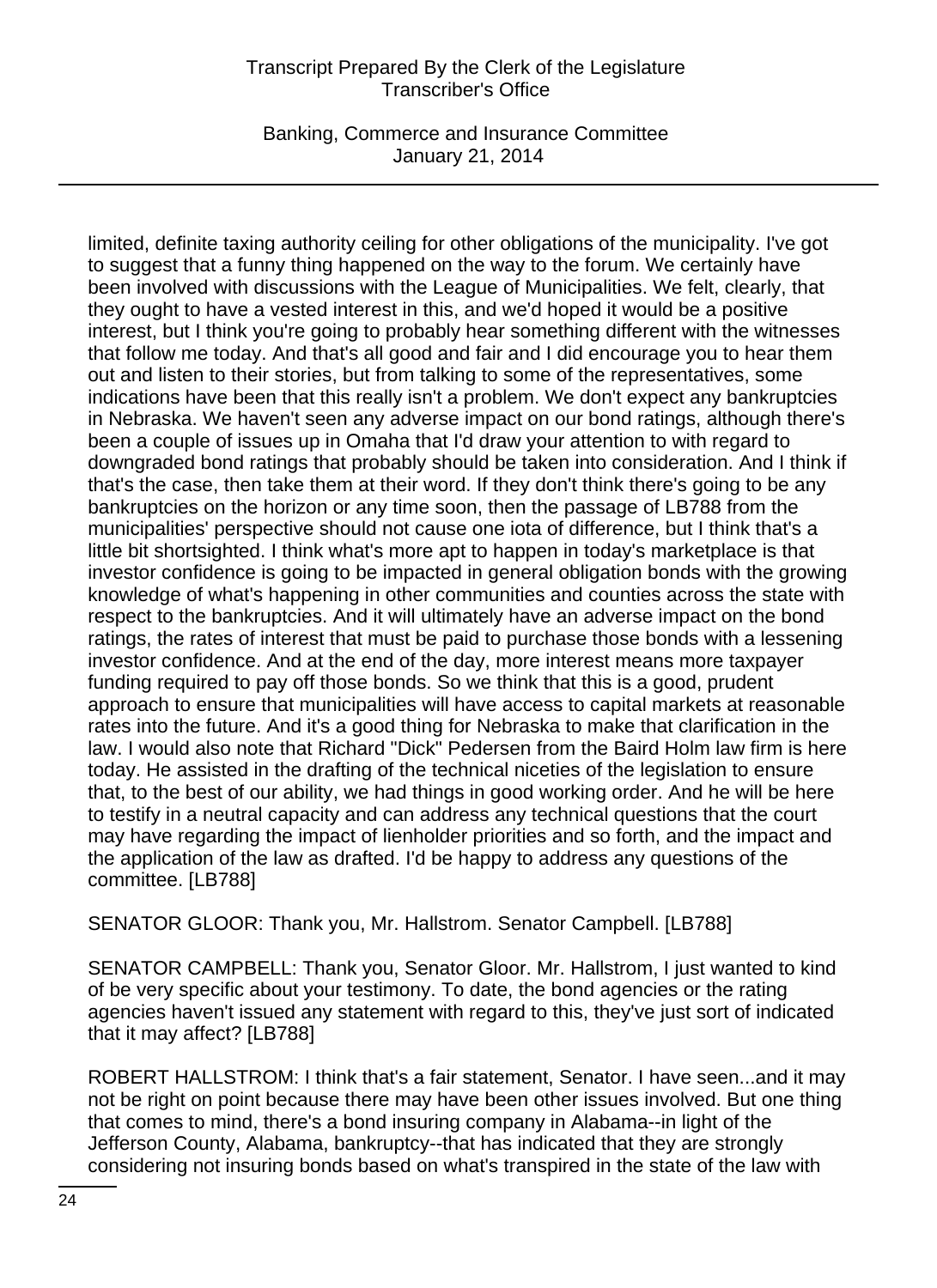limited, definite taxing authority ceiling for other obligations of the municipality. I've got to suggest that a funny thing happened on the way to the forum. We certainly have been involved with discussions with the League of Municipalities. We felt, clearly, that they ought to have a vested interest in this, and we'd hoped it would be a positive interest, but I think you're going to probably hear something different with the witnesses that follow me today. And that's all good and fair and I did encourage you to hear them out and listen to their stories, but from talking to some of the representatives, some indications have been that this really isn't a problem. We don't expect any bankruptcies in Nebraska. We haven't seen any adverse impact on our bond ratings, although there's been a couple of issues up in Omaha that I'd draw your attention to with regard to downgraded bond ratings that probably should be taken into consideration. And I think if that's the case, then take them at their word. If they don't think there's going to be any bankruptcies on the horizon or any time soon, then the passage of LB788 from the municipalities' perspective should not cause one iota of difference, but I think that's a little bit shortsighted. I think what's more apt to happen in today's marketplace is that investor confidence is going to be impacted in general obligation bonds with the growing knowledge of what's happening in other communities and counties across the state with respect to the bankruptcies. And it will ultimately have an adverse impact on the bond ratings, the rates of interest that must be paid to purchase those bonds with a lessening investor confidence. And at the end of the day, more interest means more taxpayer funding required to pay off those bonds. So we think that this is a good, prudent approach to ensure that municipalities will have access to capital markets at reasonable rates into the future. And it's a good thing for Nebraska to make that clarification in the law. I would also note that Richard "Dick" Pedersen from the Baird Holm law firm is here today. He assisted in the drafting of the technical niceties of the legislation to ensure that, to the best of our ability, we had things in good working order. And he will be here to testify in a neutral capacity and can address any technical questions that the court may have regarding the impact of lienholder priorities and so forth, and the impact and the application of the law as drafted. I'd be happy to address any questions of the committee. [LB788]

SENATOR GLOOR: Thank you, Mr. Hallstrom. Senator Campbell. [LB788]

SENATOR CAMPBELL: Thank you, Senator Gloor. Mr. Hallstrom, I just wanted to kind of be very specific about your testimony. To date, the bond agencies or the rating agencies haven't issued any statement with regard to this, they've just sort of indicated that it may affect? [LB788]

ROBERT HALLSTROM: I think that's a fair statement, Senator. I have seen...and it may not be right on point because there may have been other issues involved. But one thing that comes to mind, there's a bond insuring company in Alabama--in light of the Jefferson County, Alabama, bankruptcy--that has indicated that they are strongly considering not insuring bonds based on what's transpired in the state of the law with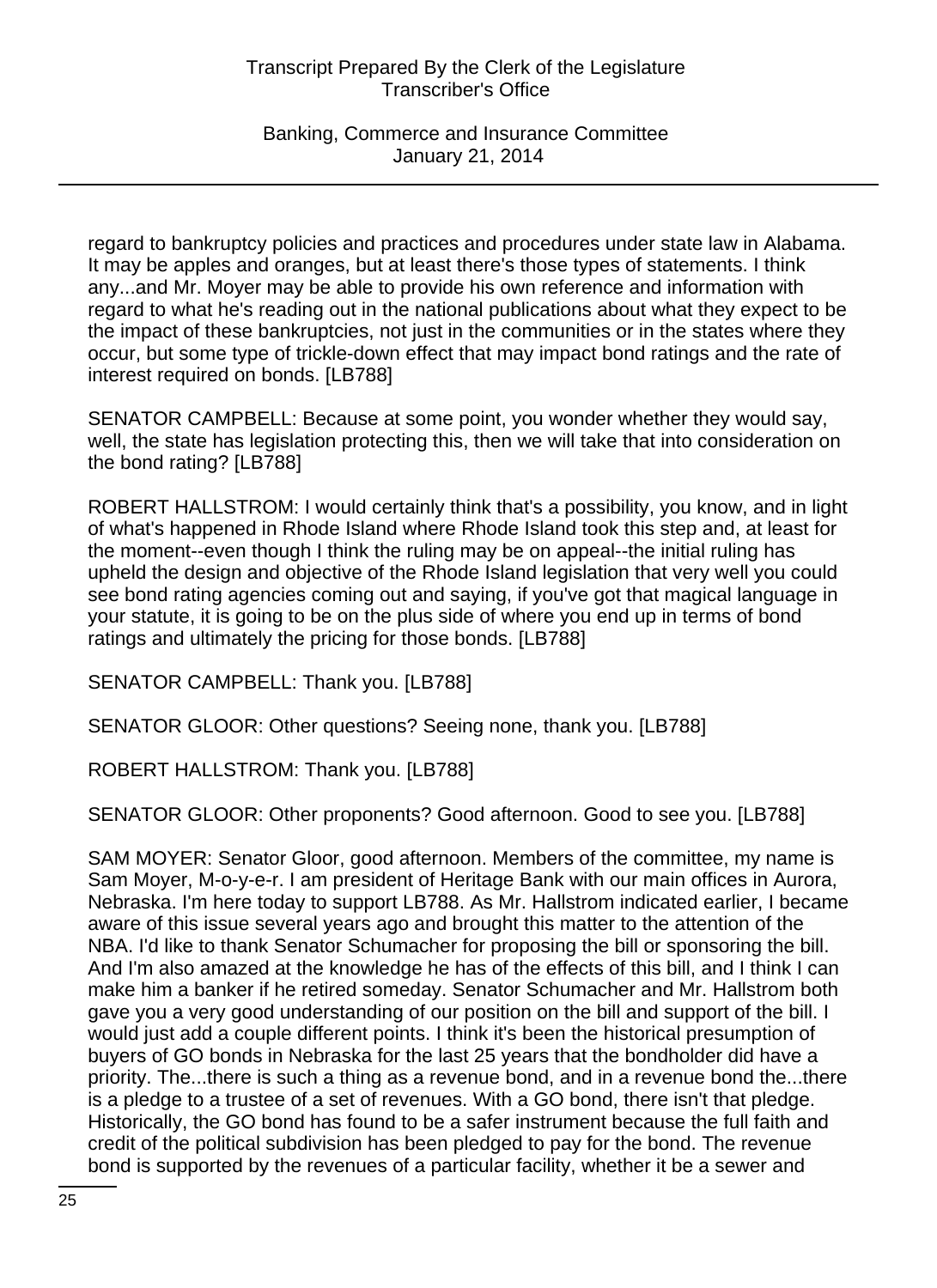regard to bankruptcy policies and practices and procedures under state law in Alabama. It may be apples and oranges, but at least there's those types of statements. I think any...and Mr. Moyer may be able to provide his own reference and information with regard to what he's reading out in the national publications about what they expect to be the impact of these bankruptcies, not just in the communities or in the states where they occur, but some type of trickle-down effect that may impact bond ratings and the rate of interest required on bonds. [LB788]

SENATOR CAMPBELL: Because at some point, you wonder whether they would say, well, the state has legislation protecting this, then we will take that into consideration on the bond rating? [LB788]

ROBERT HALLSTROM: I would certainly think that's a possibility, you know, and in light of what's happened in Rhode Island where Rhode Island took this step and, at least for the moment--even though I think the ruling may be on appeal--the initial ruling has upheld the design and objective of the Rhode Island legislation that very well you could see bond rating agencies coming out and saying, if you've got that magical language in your statute, it is going to be on the plus side of where you end up in terms of bond ratings and ultimately the pricing for those bonds. [LB788]

SENATOR CAMPBELL: Thank you. [LB788]

SENATOR GLOOR: Other questions? Seeing none, thank you. [LB788]

ROBERT HALLSTROM: Thank you. [LB788]

SENATOR GLOOR: Other proponents? Good afternoon. Good to see you. [LB788]

SAM MOYER: Senator Gloor, good afternoon. Members of the committee, my name is Sam Moyer, M-o-y-e-r. I am president of Heritage Bank with our main offices in Aurora, Nebraska. I'm here today to support LB788. As Mr. Hallstrom indicated earlier, I became aware of this issue several years ago and brought this matter to the attention of the NBA. I'd like to thank Senator Schumacher for proposing the bill or sponsoring the bill. And I'm also amazed at the knowledge he has of the effects of this bill, and I think I can make him a banker if he retired someday. Senator Schumacher and Mr. Hallstrom both gave you a very good understanding of our position on the bill and support of the bill. I would just add a couple different points. I think it's been the historical presumption of buyers of GO bonds in Nebraska for the last 25 years that the bondholder did have a priority. The...there is such a thing as a revenue bond, and in a revenue bond the...there is a pledge to a trustee of a set of revenues. With a GO bond, there isn't that pledge. Historically, the GO bond has found to be a safer instrument because the full faith and credit of the political subdivision has been pledged to pay for the bond. The revenue bond is supported by the revenues of a particular facility, whether it be a sewer and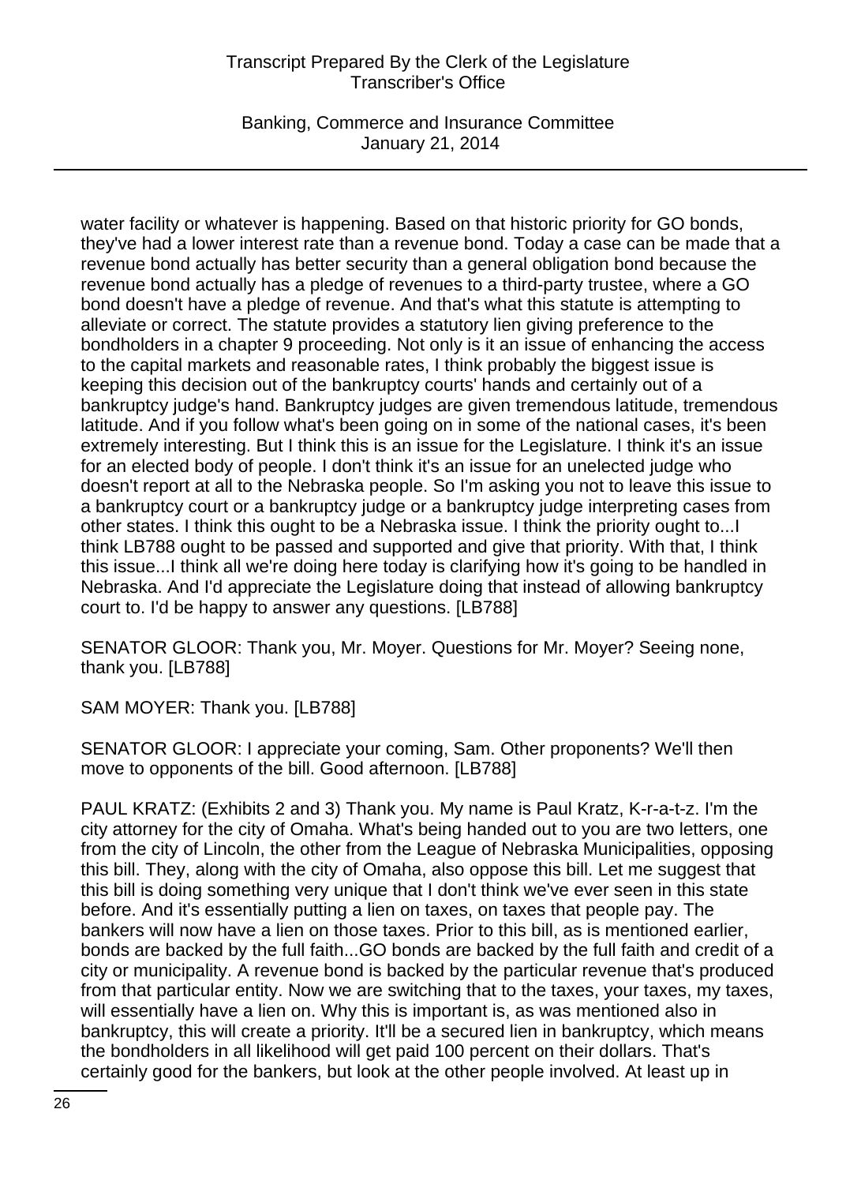water facility or whatever is happening. Based on that historic priority for GO bonds, they've had a lower interest rate than a revenue bond. Today a case can be made that a revenue bond actually has better security than a general obligation bond because the revenue bond actually has a pledge of revenues to a third-party trustee, where a GO bond doesn't have a pledge of revenue. And that's what this statute is attempting to alleviate or correct. The statute provides a statutory lien giving preference to the bondholders in a chapter 9 proceeding. Not only is it an issue of enhancing the access to the capital markets and reasonable rates, I think probably the biggest issue is keeping this decision out of the bankruptcy courts' hands and certainly out of a bankruptcy judge's hand. Bankruptcy judges are given tremendous latitude, tremendous latitude. And if you follow what's been going on in some of the national cases, it's been extremely interesting. But I think this is an issue for the Legislature. I think it's an issue for an elected body of people. I don't think it's an issue for an unelected judge who doesn't report at all to the Nebraska people. So I'm asking you not to leave this issue to a bankruptcy court or a bankruptcy judge or a bankruptcy judge interpreting cases from other states. I think this ought to be a Nebraska issue. I think the priority ought to...I think LB788 ought to be passed and supported and give that priority. With that, I think this issue...I think all we're doing here today is clarifying how it's going to be handled in Nebraska. And I'd appreciate the Legislature doing that instead of allowing bankruptcy court to. I'd be happy to answer any questions. [LB788]

SENATOR GLOOR: Thank you, Mr. Moyer. Questions for Mr. Moyer? Seeing none, thank you. [LB788]

SAM MOYER: Thank you. [LB788]

SENATOR GLOOR: I appreciate your coming, Sam. Other proponents? We'll then move to opponents of the bill. Good afternoon. [LB788]

PAUL KRATZ: (Exhibits 2 and 3) Thank you. My name is Paul Kratz, K-r-a-t-z. I'm the city attorney for the city of Omaha. What's being handed out to you are two letters, one from the city of Lincoln, the other from the League of Nebraska Municipalities, opposing this bill. They, along with the city of Omaha, also oppose this bill. Let me suggest that this bill is doing something very unique that I don't think we've ever seen in this state before. And it's essentially putting a lien on taxes, on taxes that people pay. The bankers will now have a lien on those taxes. Prior to this bill, as is mentioned earlier, bonds are backed by the full faith...GO bonds are backed by the full faith and credit of a city or municipality. A revenue bond is backed by the particular revenue that's produced from that particular entity. Now we are switching that to the taxes, your taxes, my taxes, will essentially have a lien on. Why this is important is, as was mentioned also in bankruptcy, this will create a priority. It'll be a secured lien in bankruptcy, which means the bondholders in all likelihood will get paid 100 percent on their dollars. That's certainly good for the bankers, but look at the other people involved. At least up in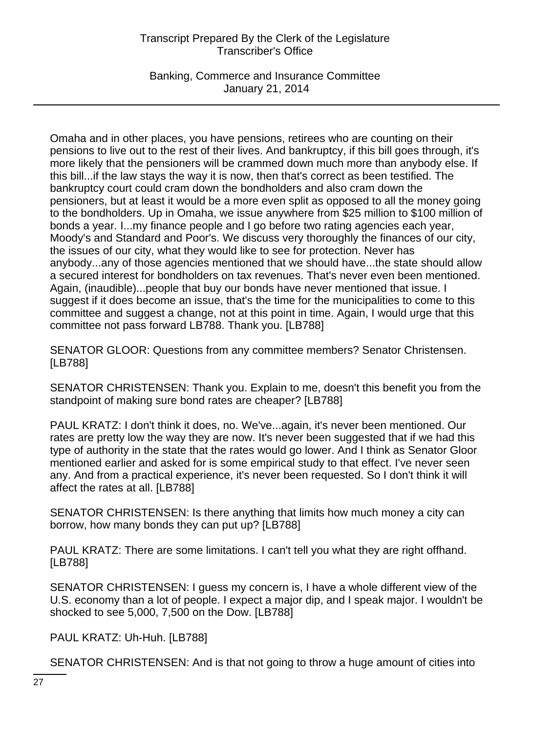Omaha and in other places, you have pensions, retirees who are counting on their pensions to live out to the rest of their lives. And bankruptcy, if this bill goes through, it's more likely that the pensioners will be crammed down much more than anybody else. If this bill...if the law stays the way it is now, then that's correct as been testified. The bankruptcy court could cram down the bondholders and also cram down the pensioners, but at least it would be a more even split as opposed to all the money going to the bondholders. Up in Omaha, we issue anywhere from $25 million to $100 million of bonds a year. I...my finance people and I go before two rating agencies each year, Moody's and Standard and Poor's. We discuss very thoroughly the finances of our city, the issues of our city, what they would like to see for protection. Never has anybody...any of those agencies mentioned that we should have...the state should allow a secured interest for bondholders on tax revenues. That's never even been mentioned. Again, (inaudible)...people that buy our bonds have never mentioned that issue. I suggest if it does become an issue, that's the time for the municipalities to come to this committee and suggest a change, not at this point in time. Again, I would urge that this committee not pass forward LB788. Thank you. [LB788]

SENATOR GLOOR: Questions from any committee members? Senator Christensen. [LB788]

SENATOR CHRISTENSEN: Thank you. Explain to me, doesn't this benefit you from the standpoint of making sure bond rates are cheaper? [LB788]

PAUL KRATZ: I don't think it does, no. We've...again, it's never been mentioned. Our rates are pretty low the way they are now. It's never been suggested that if we had this type of authority in the state that the rates would go lower. And I think as Senator Gloor mentioned earlier and asked for is some empirical study to that effect. I've never seen any. And from a practical experience, it's never been requested. So I don't think it will affect the rates at all. [LB788]

SENATOR CHRISTENSEN: Is there anything that limits how much money a city can borrow, how many bonds they can put up? [LB788]

PAUL KRATZ: There are some limitations. I can't tell you what they are right offhand. [LB788]

SENATOR CHRISTENSEN: I guess my concern is, I have a whole different view of the U.S. economy than a lot of people. I expect a major dip, and I speak major. I wouldn't be shocked to see 5,000, 7,500 on the Dow. [LB788]

PAUL KRATZ: Uh-Huh. [LB788]

SENATOR CHRISTENSEN: And is that not going to throw a huge amount of cities into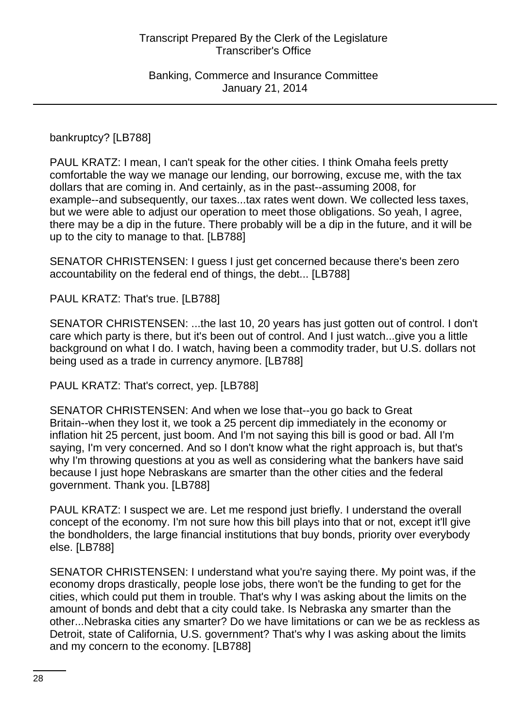bankruptcy? [LB788]

PAUL KRATZ: I mean, I can't speak for the other cities. I think Omaha feels pretty comfortable the way we manage our lending, our borrowing, excuse me, with the tax dollars that are coming in. And certainly, as in the past--assuming 2008, for example--and subsequently, our taxes...tax rates went down. We collected less taxes, but we were able to adjust our operation to meet those obligations. So yeah, I agree, there may be a dip in the future. There probably will be a dip in the future, and it will be up to the city to manage to that. [LB788]

SENATOR CHRISTENSEN: I guess I just get concerned because there's been zero accountability on the federal end of things, the debt... [LB788]

PAUL KRATZ: That's true. [LB788]

SENATOR CHRISTENSEN: ...the last 10, 20 years has just gotten out of control. I don't care which party is there, but it's been out of control. And I just watch...give you a little background on what I do. I watch, having been a commodity trader, but U.S. dollars not being used as a trade in currency anymore. [LB788]

PAUL KRATZ: That's correct, yep. [LB788]

SENATOR CHRISTENSEN: And when we lose that--you go back to Great Britain--when they lost it, we took a 25 percent dip immediately in the economy or inflation hit 25 percent, just boom. And I'm not saying this bill is good or bad. All I'm saying, I'm very concerned. And so I don't know what the right approach is, but that's why I'm throwing questions at you as well as considering what the bankers have said because I just hope Nebraskans are smarter than the other cities and the federal government. Thank you. [LB788]

PAUL KRATZ: I suspect we are. Let me respond just briefly. I understand the overall concept of the economy. I'm not sure how this bill plays into that or not, except it'll give the bondholders, the large financial institutions that buy bonds, priority over everybody else. [LB788]

SENATOR CHRISTENSEN: I understand what you're saying there. My point was, if the economy drops drastically, people lose jobs, there won't be the funding to get for the cities, which could put them in trouble. That's why I was asking about the limits on the amount of bonds and debt that a city could take. Is Nebraska any smarter than the other...Nebraska cities any smarter? Do we have limitations or can we be as reckless as Detroit, state of California, U.S. government? That's why I was asking about the limits and my concern to the economy. [LB788]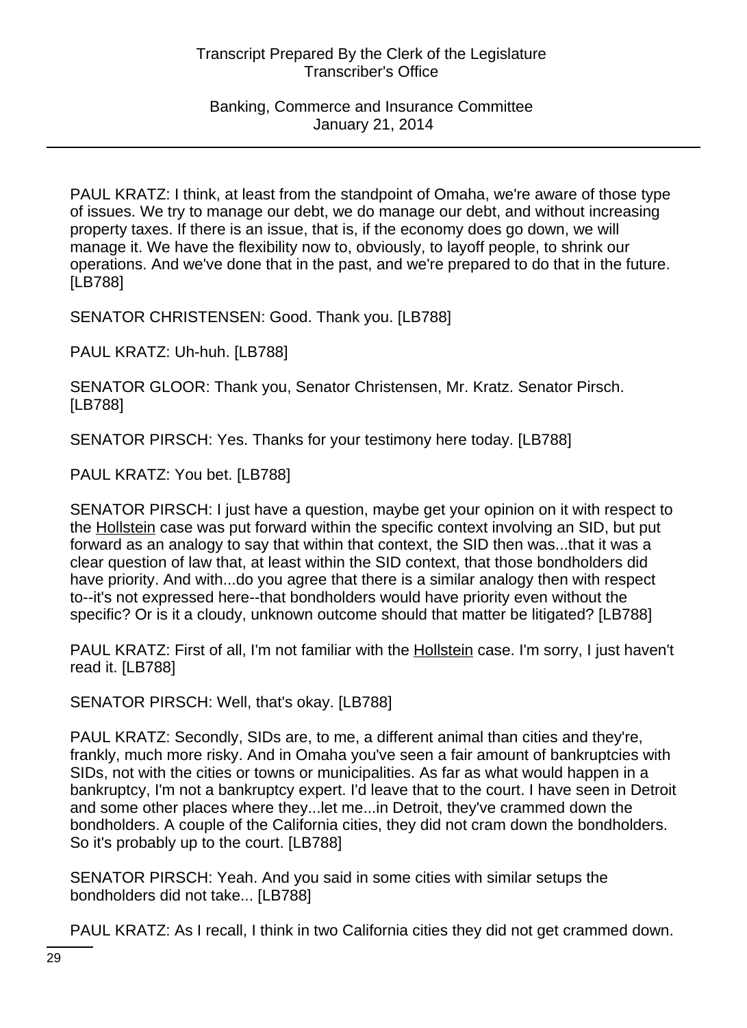PAUL KRATZ: I think, at least from the standpoint of Omaha, we're aware of those type of issues. We try to manage our debt, we do manage our debt, and without increasing property taxes. If there is an issue, that is, if the economy does go down, we will manage it. We have the flexibility now to, obviously, to layoff people, to shrink our operations. And we've done that in the past, and we're prepared to do that in the future. [LB788]

SENATOR CHRISTENSEN: Good. Thank you. [LB788]

PAUL KRATZ: Uh-huh. [LB788]

SENATOR GLOOR: Thank you, Senator Christensen, Mr. Kratz. Senator Pirsch. [LB788]

SENATOR PIRSCH: Yes. Thanks for your testimony here today. [LB788]

PAUL KRATZ: You bet. [LB788]

SENATOR PIRSCH: I just have a question, maybe get your opinion on it with respect to the Hollstein case was put forward within the specific context involving an SID, but put forward as an analogy to say that within that context, the SID then was...that it was a clear question of law that, at least within the SID context, that those bondholders did have priority. And with...do you agree that there is a similar analogy then with respect to--it's not expressed here--that bondholders would have priority even without the specific? Or is it a cloudy, unknown outcome should that matter be litigated? [LB788]

PAUL KRATZ: First of all, I'm not familiar with the Hollstein case. I'm sorry, I just haven't read it. [LB788]

SENATOR PIRSCH: Well, that's okay. [LB788]

PAUL KRATZ: Secondly, SIDs are, to me, a different animal than cities and they're, frankly, much more risky. And in Omaha you've seen a fair amount of bankruptcies with SIDs, not with the cities or towns or municipalities. As far as what would happen in a bankruptcy, I'm not a bankruptcy expert. I'd leave that to the court. I have seen in Detroit and some other places where they...let me...in Detroit, they've crammed down the bondholders. A couple of the California cities, they did not cram down the bondholders. So it's probably up to the court. [LB788]

SENATOR PIRSCH: Yeah. And you said in some cities with similar setups the bondholders did not take... [LB788]

PAUL KRATZ: As I recall, I think in two California cities they did not get crammed down.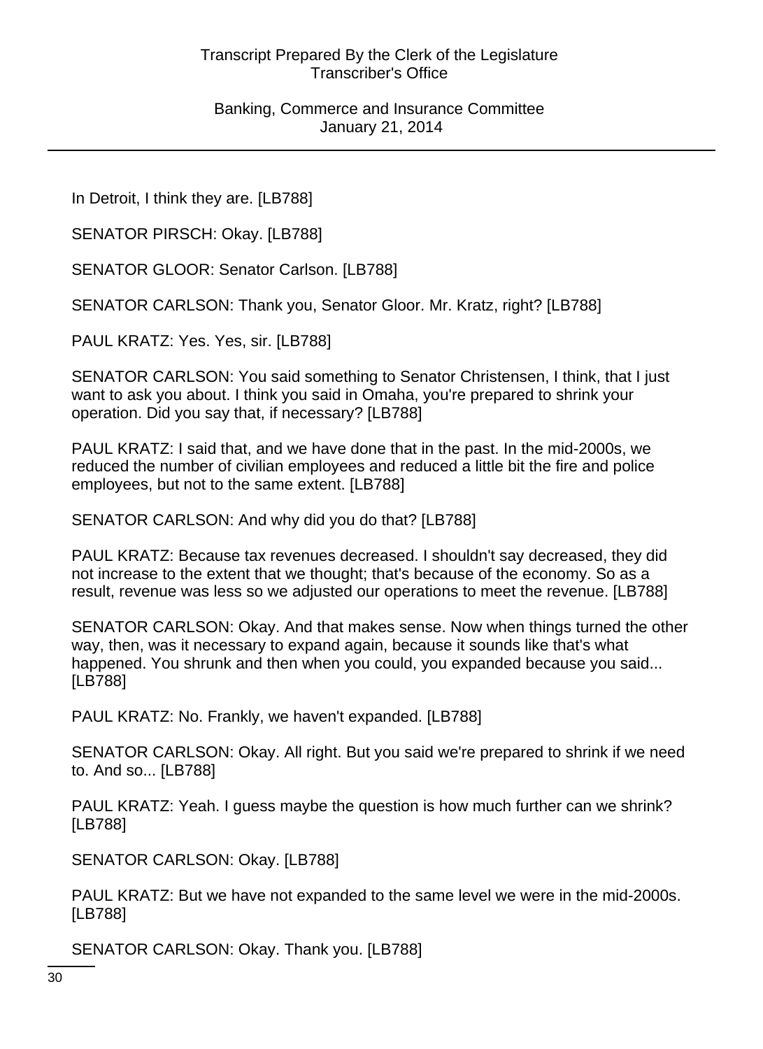In Detroit, I think they are. [LB788]

SENATOR PIRSCH: Okay. [LB788]

SENATOR GLOOR: Senator Carlson. [LB788]

SENATOR CARLSON: Thank you, Senator Gloor. Mr. Kratz, right? [LB788]

PAUL KRATZ: Yes. Yes, sir. [LB788]

SENATOR CARLSON: You said something to Senator Christensen, I think, that I just want to ask you about. I think you said in Omaha, you're prepared to shrink your operation. Did you say that, if necessary? [LB788]

PAUL KRATZ: I said that, and we have done that in the past. In the mid-2000s, we reduced the number of civilian employees and reduced a little bit the fire and police employees, but not to the same extent. [LB788]

SENATOR CARLSON: And why did you do that? [LB788]

PAUL KRATZ: Because tax revenues decreased. I shouldn't say decreased, they did not increase to the extent that we thought; that's because of the economy. So as a result, revenue was less so we adjusted our operations to meet the revenue. [LB788]

SENATOR CARLSON: Okay. And that makes sense. Now when things turned the other way, then, was it necessary to expand again, because it sounds like that's what happened. You shrunk and then when you could, you expanded because you said... [LB788]

PAUL KRATZ: No. Frankly, we haven't expanded. [LB788]

SENATOR CARLSON: Okay. All right. But you said we're prepared to shrink if we need to. And so... [LB788]

PAUL KRATZ: Yeah. I guess maybe the question is how much further can we shrink? [LB788]

SENATOR CARLSON: Okay. [LB788]

PAUL KRATZ: But we have not expanded to the same level we were in the mid-2000s. [LB788]

SENATOR CARLSON: Okay. Thank you. [LB788]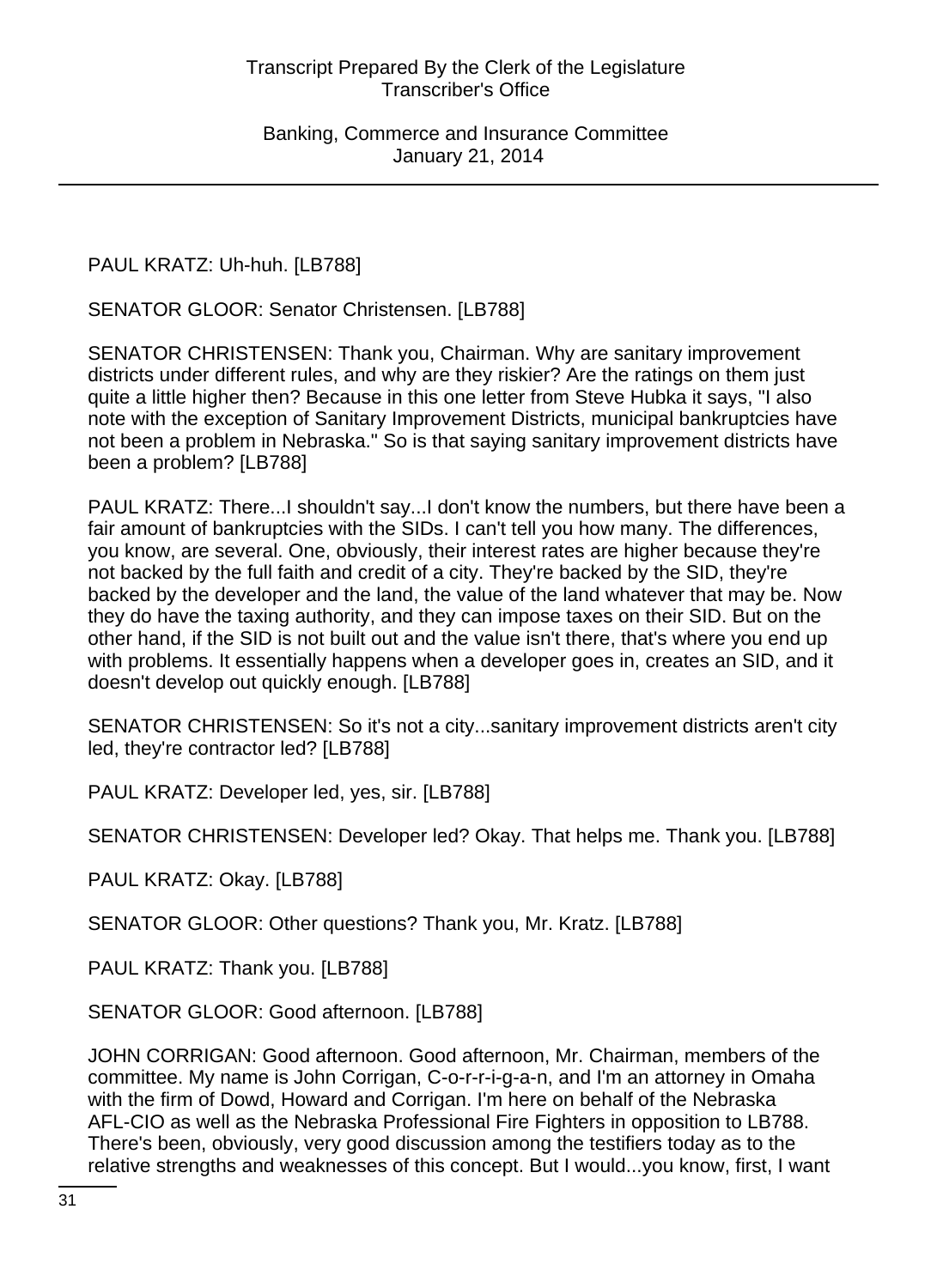PAUL KRATZ: Uh-huh. [LB788]

SENATOR GLOOR: Senator Christensen. [LB788]

SENATOR CHRISTENSEN: Thank you, Chairman. Why are sanitary improvement districts under different rules, and why are they riskier? Are the ratings on them just quite a little higher then? Because in this one letter from Steve Hubka it says, "I also note with the exception of Sanitary Improvement Districts, municipal bankruptcies have not been a problem in Nebraska." So is that saying sanitary improvement districts have been a problem? [LB788]

PAUL KRATZ: There...I shouldn't say...I don't know the numbers, but there have been a fair amount of bankruptcies with the SIDs. I can't tell you how many. The differences, you know, are several. One, obviously, their interest rates are higher because they're not backed by the full faith and credit of a city. They're backed by the SID, they're backed by the developer and the land, the value of the land whatever that may be. Now they do have the taxing authority, and they can impose taxes on their SID. But on the other hand, if the SID is not built out and the value isn't there, that's where you end up with problems. It essentially happens when a developer goes in, creates an SID, and it doesn't develop out quickly enough. [LB788]

SENATOR CHRISTENSEN: So it's not a city...sanitary improvement districts aren't city led, they're contractor led? [LB788]

PAUL KRATZ: Developer led, yes, sir. [LB788]

SENATOR CHRISTENSEN: Developer led? Okay. That helps me. Thank you. [LB788]

PAUL KRATZ: Okay. [LB788]

SENATOR GLOOR: Other questions? Thank you, Mr. Kratz. [LB788]

PAUL KRATZ: Thank you. [LB788]

SENATOR GLOOR: Good afternoon. [LB788]

JOHN CORRIGAN: Good afternoon. Good afternoon, Mr. Chairman, members of the committee. My name is John Corrigan, C-o-r-r-i-g-a-n, and I'm an attorney in Omaha with the firm of Dowd, Howard and Corrigan. I'm here on behalf of the Nebraska AFL-CIO as well as the Nebraska Professional Fire Fighters in opposition to LB788. There's been, obviously, very good discussion among the testifiers today as to the relative strengths and weaknesses of this concept. But I would...you know, first, I want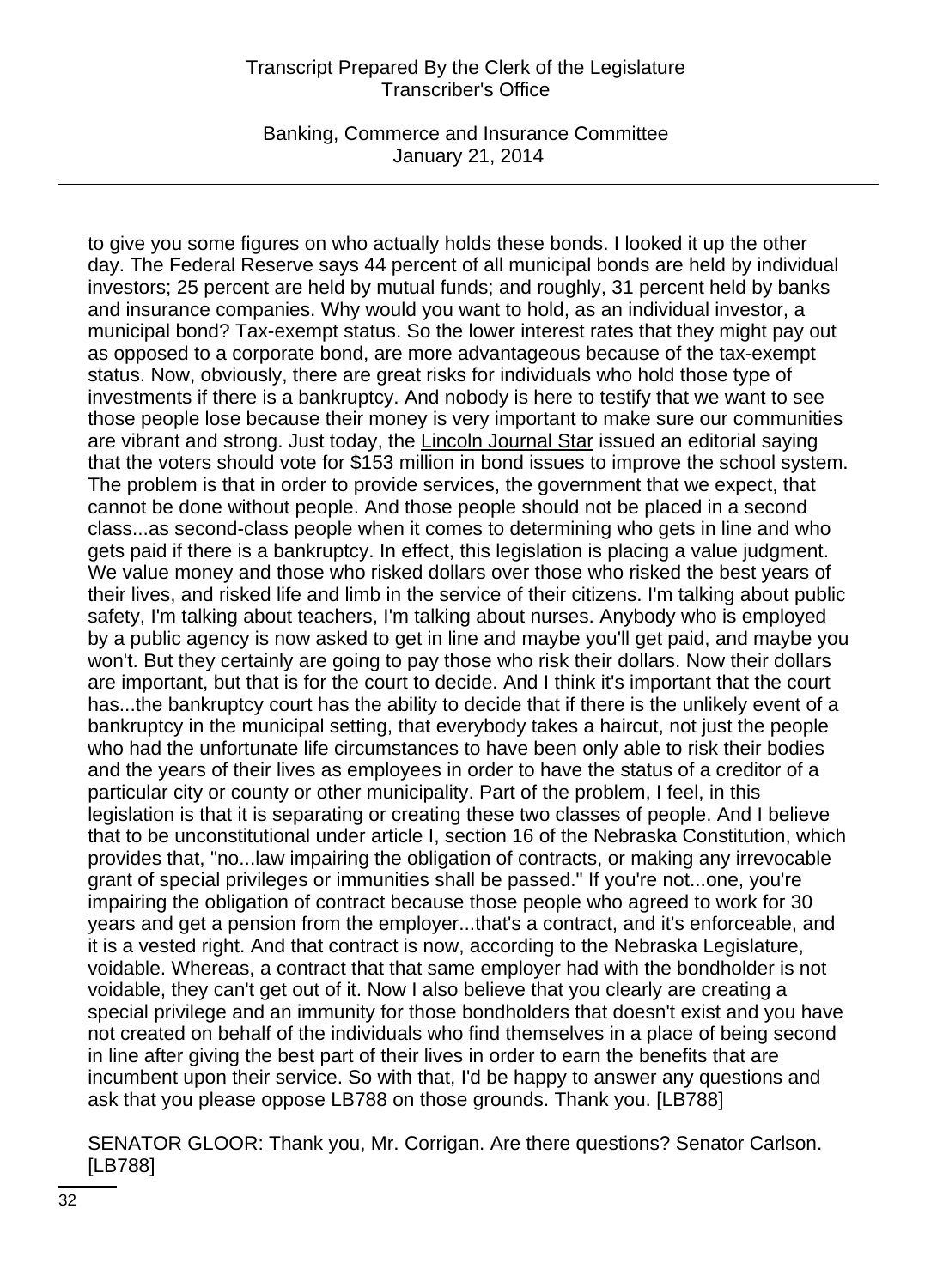to give you some figures on who actually holds these bonds. I looked it up the other day. The Federal Reserve says 44 percent of all municipal bonds are held by individual investors; 25 percent are held by mutual funds; and roughly, 31 percent held by banks and insurance companies. Why would you want to hold, as an individual investor, a municipal bond? Tax-exempt status. So the lower interest rates that they might pay out as opposed to a corporate bond, are more advantageous because of the tax-exempt status. Now, obviously, there are great risks for individuals who hold those type of investments if there is a bankruptcy. And nobody is here to testify that we want to see those people lose because their money is very important to make sure our communities are vibrant and strong. Just today, the Lincoln Journal Star issued an editorial saying that the voters should vote for $153 million in bond issues to improve the school system. The problem is that in order to provide services, the government that we expect, that cannot be done without people. And those people should not be placed in a second class...as second-class people when it comes to determining who gets in line and who gets paid if there is a bankruptcy. In effect, this legislation is placing a value judgment. We value money and those who risked dollars over those who risked the best years of their lives, and risked life and limb in the service of their citizens. I'm talking about public safety, I'm talking about teachers, I'm talking about nurses. Anybody who is employed by a public agency is now asked to get in line and maybe you'll get paid, and maybe you won't. But they certainly are going to pay those who risk their dollars. Now their dollars are important, but that is for the court to decide. And I think it's important that the court has...the bankruptcy court has the ability to decide that if there is the unlikely event of a bankruptcy in the municipal setting, that everybody takes a haircut, not just the people who had the unfortunate life circumstances to have been only able to risk their bodies and the years of their lives as employees in order to have the status of a creditor of a particular city or county or other municipality. Part of the problem, I feel, in this legislation is that it is separating or creating these two classes of people. And I believe that to be unconstitutional under article I, section 16 of the Nebraska Constitution, which provides that, "no...law impairing the obligation of contracts, or making any irrevocable grant of special privileges or immunities shall be passed." If you're not...one, you're impairing the obligation of contract because those people who agreed to work for 30 years and get a pension from the employer...that's a contract, and it's enforceable, and it is a vested right. And that contract is now, according to the Nebraska Legislature, voidable. Whereas, a contract that that same employer had with the bondholder is not voidable, they can't get out of it. Now I also believe that you clearly are creating a special privilege and an immunity for those bondholders that doesn't exist and you have not created on behalf of the individuals who find themselves in a place of being second in line after giving the best part of their lives in order to earn the benefits that are incumbent upon their service. So with that, I'd be happy to answer any questions and ask that you please oppose LB788 on those grounds. Thank you. [LB788]

SENATOR GLOOR: Thank you, Mr. Corrigan. Are there questions? Senator Carlson. [LB788]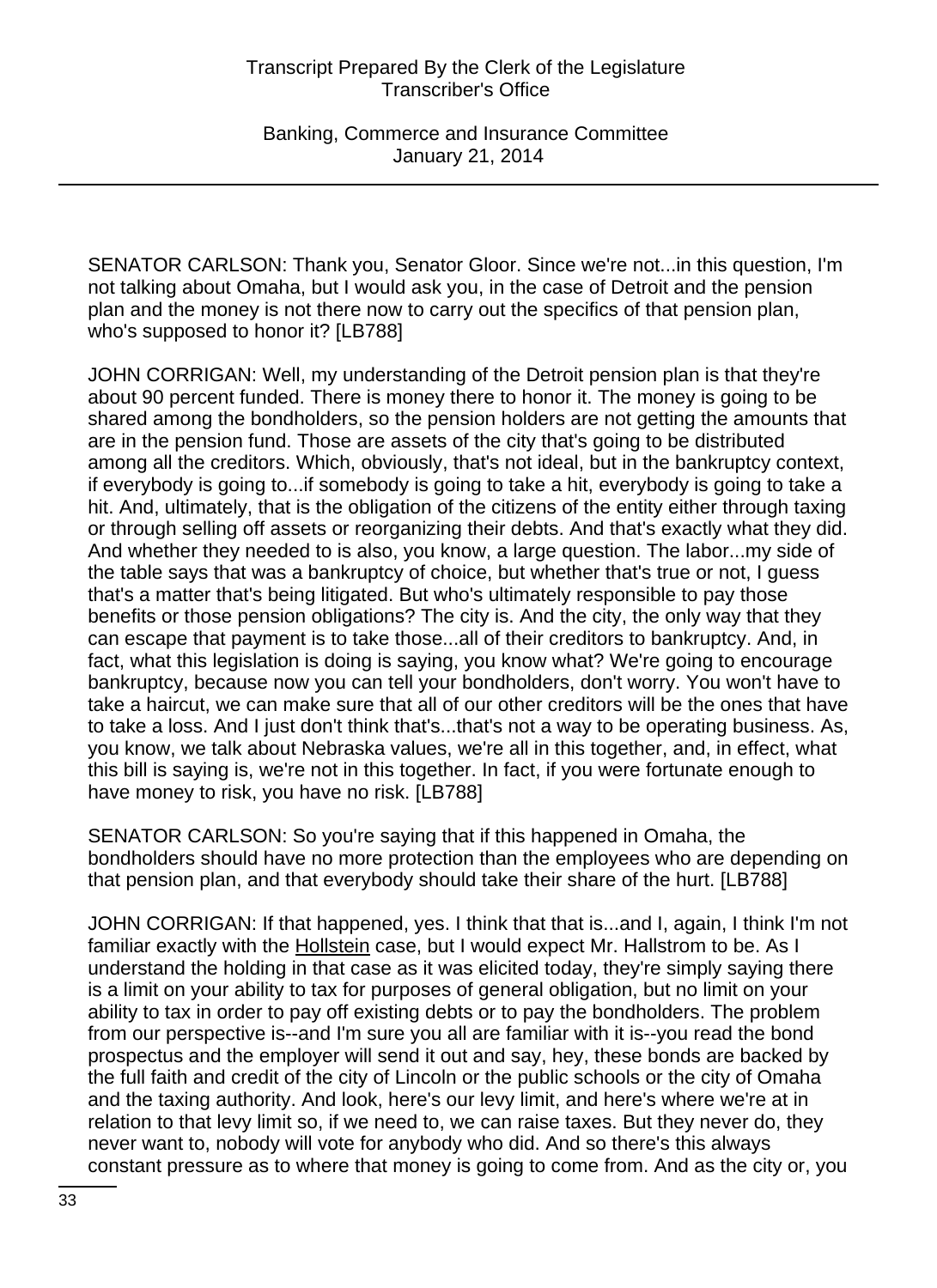SENATOR CARLSON: Thank you, Senator Gloor. Since we're not...in this question, I'm not talking about Omaha, but I would ask you, in the case of Detroit and the pension plan and the money is not there now to carry out the specifics of that pension plan, who's supposed to honor it? [LB788]

JOHN CORRIGAN: Well, my understanding of the Detroit pension plan is that they're about 90 percent funded. There is money there to honor it. The money is going to be shared among the bondholders, so the pension holders are not getting the amounts that are in the pension fund. Those are assets of the city that's going to be distributed among all the creditors. Which, obviously, that's not ideal, but in the bankruptcy context, if everybody is going to...if somebody is going to take a hit, everybody is going to take a hit. And, ultimately, that is the obligation of the citizens of the entity either through taxing or through selling off assets or reorganizing their debts. And that's exactly what they did. And whether they needed to is also, you know, a large question. The labor...my side of the table says that was a bankruptcy of choice, but whether that's true or not, I guess that's a matter that's being litigated. But who's ultimately responsible to pay those benefits or those pension obligations? The city is. And the city, the only way that they can escape that payment is to take those...all of their creditors to bankruptcy. And, in fact, what this legislation is doing is saying, you know what? We're going to encourage bankruptcy, because now you can tell your bondholders, don't worry. You won't have to take a haircut, we can make sure that all of our other creditors will be the ones that have to take a loss. And I just don't think that's...that's not a way to be operating business. As, you know, we talk about Nebraska values, we're all in this together, and, in effect, what this bill is saying is, we're not in this together. In fact, if you were fortunate enough to have money to risk, you have no risk. [LB788]

SENATOR CARLSON: So you're saying that if this happened in Omaha, the bondholders should have no more protection than the employees who are depending on that pension plan, and that everybody should take their share of the hurt. [LB788]

JOHN CORRIGAN: If that happened, yes. I think that that is...and I, again, I think I'm not familiar exactly with the Hollstein case, but I would expect Mr. Hallstrom to be. As I understand the holding in that case as it was elicited today, they're simply saying there is a limit on your ability to tax for purposes of general obligation, but no limit on your ability to tax in order to pay off existing debts or to pay the bondholders. The problem from our perspective is--and I'm sure you all are familiar with it is--you read the bond prospectus and the employer will send it out and say, hey, these bonds are backed by the full faith and credit of the city of Lincoln or the public schools or the city of Omaha and the taxing authority. And look, here's our levy limit, and here's where we're at in relation to that levy limit so, if we need to, we can raise taxes. But they never do, they never want to, nobody will vote for anybody who did. And so there's this always constant pressure as to where that money is going to come from. And as the city or, you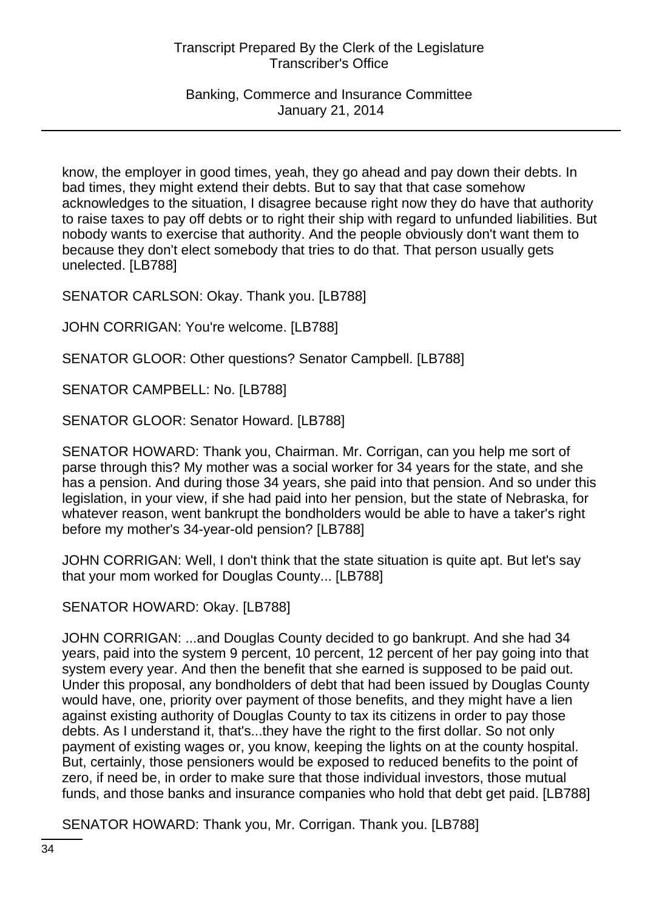know, the employer in good times, yeah, they go ahead and pay down their debts. In bad times, they might extend their debts. But to say that that case somehow acknowledges to the situation, I disagree because right now they do have that authority to raise taxes to pay off debts or to right their ship with regard to unfunded liabilities. But nobody wants to exercise that authority. And the people obviously don't want them to because they don't elect somebody that tries to do that. That person usually gets unelected. [LB788]

SENATOR CARLSON: Okay. Thank you. [LB788]

JOHN CORRIGAN: You're welcome. [LB788]

SENATOR GLOOR: Other questions? Senator Campbell. [LB788]

SENATOR CAMPBELL: No. [LB788]

SENATOR GLOOR: Senator Howard. [LB788]

SENATOR HOWARD: Thank you, Chairman. Mr. Corrigan, can you help me sort of parse through this? My mother was a social worker for 34 years for the state, and she has a pension. And during those 34 years, she paid into that pension. And so under this legislation, in your view, if she had paid into her pension, but the state of Nebraska, for whatever reason, went bankrupt the bondholders would be able to have a taker's right before my mother's 34-year-old pension? [LB788]

JOHN CORRIGAN: Well, I don't think that the state situation is quite apt. But let's say that your mom worked for Douglas County... [LB788]

SENATOR HOWARD: Okay. [LB788]

JOHN CORRIGAN: ...and Douglas County decided to go bankrupt. And she had 34 years, paid into the system 9 percent, 10 percent, 12 percent of her pay going into that system every year. And then the benefit that she earned is supposed to be paid out. Under this proposal, any bondholders of debt that had been issued by Douglas County would have, one, priority over payment of those benefits, and they might have a lien against existing authority of Douglas County to tax its citizens in order to pay those debts. As I understand it, that's...they have the right to the first dollar. So not only payment of existing wages or, you know, keeping the lights on at the county hospital. But, certainly, those pensioners would be exposed to reduced benefits to the point of zero, if need be, in order to make sure that those individual investors, those mutual funds, and those banks and insurance companies who hold that debt get paid. [LB788]

SENATOR HOWARD: Thank you, Mr. Corrigan. Thank you. [LB788]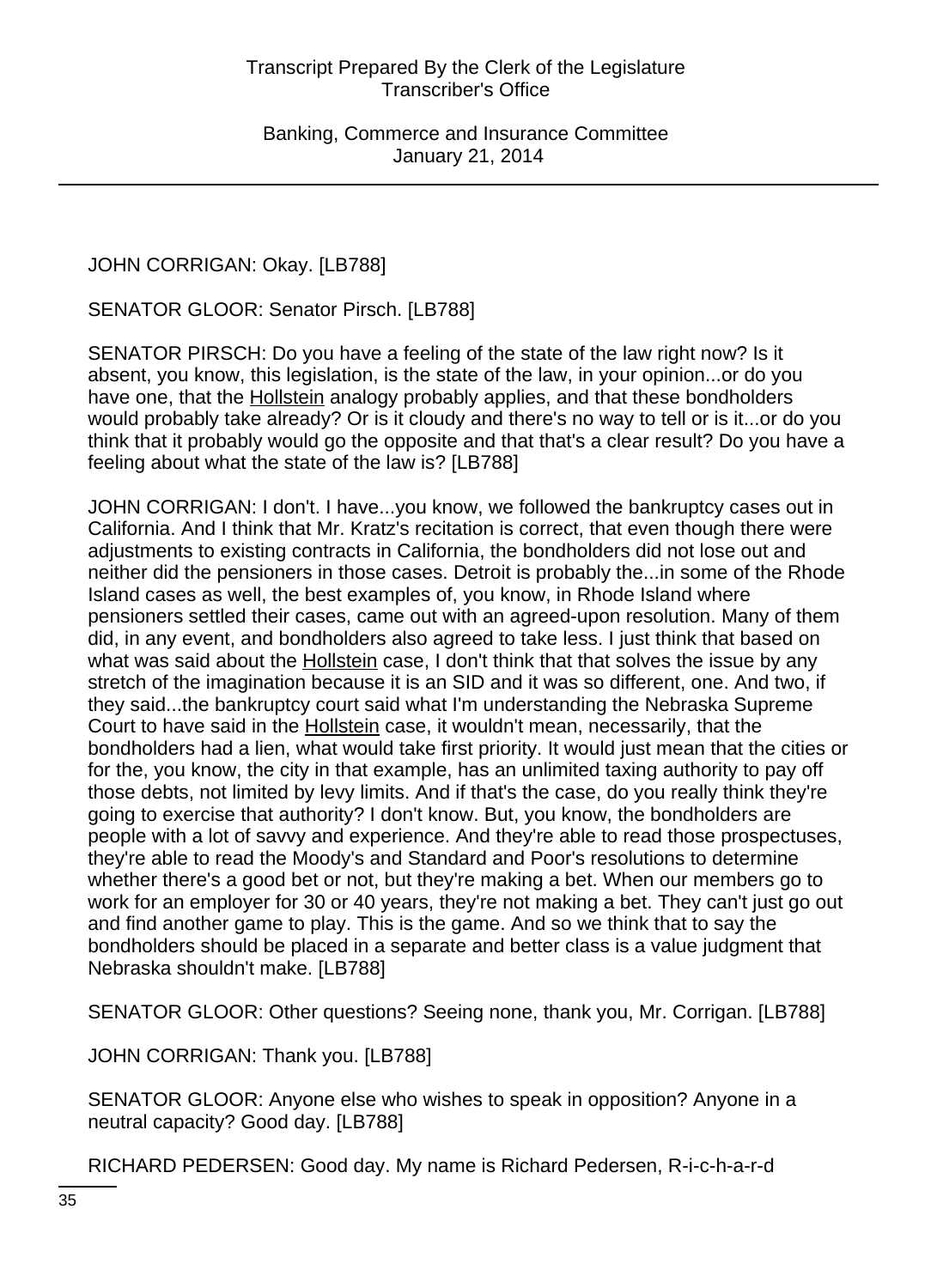JOHN CORRIGAN: Okay. [LB788]

SENATOR GLOOR: Senator Pirsch. [LB788]

SENATOR PIRSCH: Do you have a feeling of the state of the law right now? Is it absent, you know, this legislation, is the state of the law, in your opinion...or do you have one, that the Hollstein analogy probably applies, and that these bondholders would probably take already? Or is it cloudy and there's no way to tell or is it...or do you think that it probably would go the opposite and that that's a clear result? Do you have a feeling about what the state of the law is? [LB788]

JOHN CORRIGAN: I don't. I have...you know, we followed the bankruptcy cases out in California. And I think that Mr. Kratz's recitation is correct, that even though there were adjustments to existing contracts in California, the bondholders did not lose out and neither did the pensioners in those cases. Detroit is probably the...in some of the Rhode Island cases as well, the best examples of, you know, in Rhode Island where pensioners settled their cases, came out with an agreed-upon resolution. Many of them did, in any event, and bondholders also agreed to take less. I just think that based on what was said about the Hollstein case, I don't think that that solves the issue by any stretch of the imagination because it is an SID and it was so different, one. And two, if they said...the bankruptcy court said what I'm understanding the Nebraska Supreme Court to have said in the Hollstein case, it wouldn't mean, necessarily, that the bondholders had a lien, what would take first priority. It would just mean that the cities or for the, you know, the city in that example, has an unlimited taxing authority to pay off those debts, not limited by levy limits. And if that's the case, do you really think they're going to exercise that authority? I don't know. But, you know, the bondholders are people with a lot of savvy and experience. And they're able to read those prospectuses, they're able to read the Moody's and Standard and Poor's resolutions to determine whether there's a good bet or not, but they're making a bet. When our members go to work for an employer for 30 or 40 years, they're not making a bet. They can't just go out and find another game to play. This is the game. And so we think that to say the bondholders should be placed in a separate and better class is a value judgment that Nebraska shouldn't make. [LB788]

SENATOR GLOOR: Other questions? Seeing none, thank you, Mr. Corrigan. [LB788]

JOHN CORRIGAN: Thank you. [LB788]

SENATOR GLOOR: Anyone else who wishes to speak in opposition? Anyone in a neutral capacity? Good day. [LB788]

RICHARD PEDERSEN: Good day. My name is Richard Pedersen, R-i-c-h-a-r-d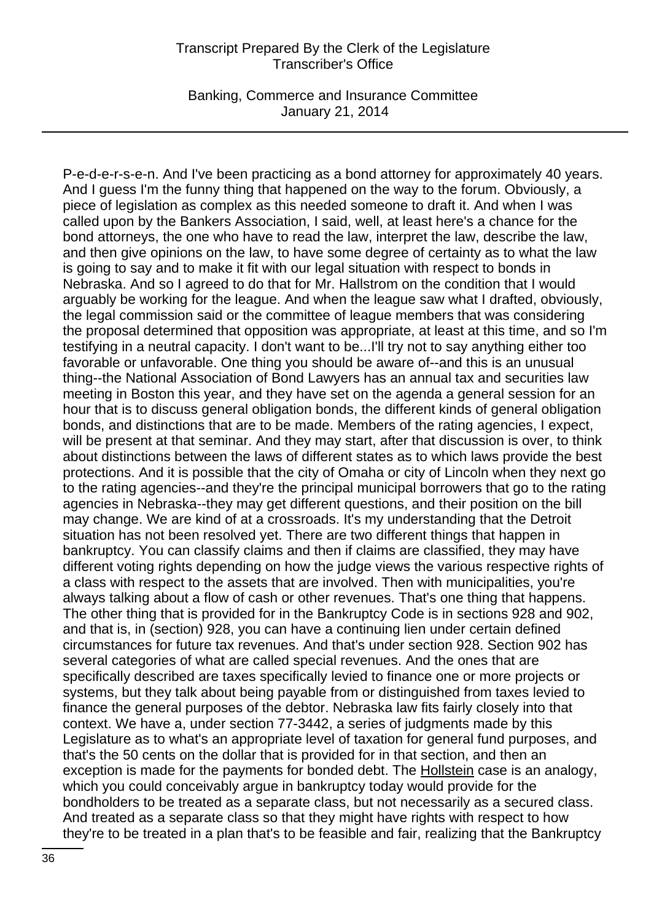P-e-d-e-r-s-e-n. And I've been practicing as a bond attorney for approximately 40 years. And I guess I'm the funny thing that happened on the way to the forum. Obviously, a piece of legislation as complex as this needed someone to draft it. And when I was called upon by the Bankers Association, I said, well, at least here's a chance for the bond attorneys, the one who have to read the law, interpret the law, describe the law, and then give opinions on the law, to have some degree of certainty as to what the law is going to say and to make it fit with our legal situation with respect to bonds in Nebraska. And so I agreed to do that for Mr. Hallstrom on the condition that I would arguably be working for the league. And when the league saw what I drafted, obviously, the legal commission said or the committee of league members that was considering the proposal determined that opposition was appropriate, at least at this time, and so I'm testifying in a neutral capacity. I don't want to be...I'll try not to say anything either too favorable or unfavorable. One thing you should be aware of--and this is an unusual thing--the National Association of Bond Lawyers has an annual tax and securities law meeting in Boston this year, and they have set on the agenda a general session for an hour that is to discuss general obligation bonds, the different kinds of general obligation bonds, and distinctions that are to be made. Members of the rating agencies, I expect, will be present at that seminar. And they may start, after that discussion is over, to think about distinctions between the laws of different states as to which laws provide the best protections. And it is possible that the city of Omaha or city of Lincoln when they next go to the rating agencies--and they're the principal municipal borrowers that go to the rating agencies in Nebraska--they may get different questions, and their position on the bill may change. We are kind of at a crossroads. It's my understanding that the Detroit situation has not been resolved yet. There are two different things that happen in bankruptcy. You can classify claims and then if claims are classified, they may have different voting rights depending on how the judge views the various respective rights of a class with respect to the assets that are involved. Then with municipalities, you're always talking about a flow of cash or other revenues. That's one thing that happens. The other thing that is provided for in the Bankruptcy Code is in sections 928 and 902, and that is, in (section) 928, you can have a continuing lien under certain defined circumstances for future tax revenues. And that's under section 928. Section 902 has several categories of what are called special revenues. And the ones that are specifically described are taxes specifically levied to finance one or more projects or systems, but they talk about being payable from or distinguished from taxes levied to finance the general purposes of the debtor. Nebraska law fits fairly closely into that context. We have a, under section 77-3442, a series of judgments made by this Legislature as to what's an appropriate level of taxation for general fund purposes, and that's the 50 cents on the dollar that is provided for in that section, and then an exception is made for the payments for bonded debt. The <u>Hollstein</u> case is an analogy, which you could conceivably argue in bankruptcy today would provide for the bondholders to be treated as a separate class, but not necessarily as a secured class. And treated as a separate class so that they might have rights with respect to how they're to be treated in a plan that's to be feasible and fair, realizing that the Bankruptcy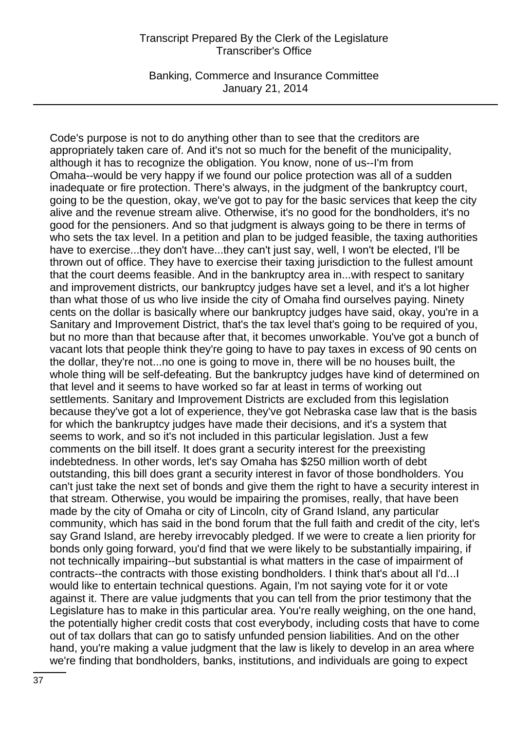Code's purpose is not to do anything other than to see that the creditors are appropriately taken care of. And it's not so much for the benefit of the municipality, although it has to recognize the obligation. You know, none of us--I'm from Omaha--would be very happy if we found our police protection was all of a sudden inadequate or fire protection. There's always, in the judgment of the bankruptcy court, going to be the question, okay, we've got to pay for the basic services that keep the city alive and the revenue stream alive. Otherwise, it's no good for the bondholders, it's no good for the pensioners. And so that judgment is always going to be there in terms of who sets the tax level. In a petition and plan to be judged feasible, the taxing authorities have to exercise...they don't have...they can't just say, well, I won't be elected, I'll be thrown out of office. They have to exercise their taxing jurisdiction to the fullest amount that the court deems feasible. And in the bankruptcy area in...with respect to sanitary and improvement districts, our bankruptcy judges have set a level, and it's a lot higher than what those of us who live inside the city of Omaha find ourselves paying. Ninety cents on the dollar is basically where our bankruptcy judges have said, okay, you're in a Sanitary and Improvement District, that's the tax level that's going to be required of you, but no more than that because after that, it becomes unworkable. You've got a bunch of vacant lots that people think they're going to have to pay taxes in excess of 90 cents on the dollar, they're not...no one is going to move in, there will be no houses built, the whole thing will be self-defeating. But the bankruptcy judges have kind of determined on that level and it seems to have worked so far at least in terms of working out settlements. Sanitary and Improvement Districts are excluded from this legislation because they've got a lot of experience, they've got Nebraska case law that is the basis for which the bankruptcy judges have made their decisions, and it's a system that seems to work, and so it's not included in this particular legislation. Just a few comments on the bill itself. It does grant a security interest for the preexisting indebtedness. In other words, let's say Omaha has $250 million worth of debt outstanding, this bill does grant a security interest in favor of those bondholders. You can't just take the next set of bonds and give them the right to have a security interest in that stream. Otherwise, you would be impairing the promises, really, that have been made by the city of Omaha or city of Lincoln, city of Grand Island, any particular community, which has said in the bond forum that the full faith and credit of the city, let's say Grand Island, are hereby irrevocably pledged. If we were to create a lien priority for bonds only going forward, you'd find that we were likely to be substantially impairing, if not technically impairing--but substantial is what matters in the case of impairment of contracts--the contracts with those existing bondholders. I think that's about all I'd...I would like to entertain technical questions. Again, I'm not saying vote for it or vote against it. There are value judgments that you can tell from the prior testimony that the Legislature has to make in this particular area. You're really weighing, on the one hand, the potentially higher credit costs that cost everybody, including costs that have to come out of tax dollars that can go to satisfy unfunded pension liabilities. And on the other hand, you're making a value judgment that the law is likely to develop in an area where we're finding that bondholders, banks, institutions, and individuals are going to expect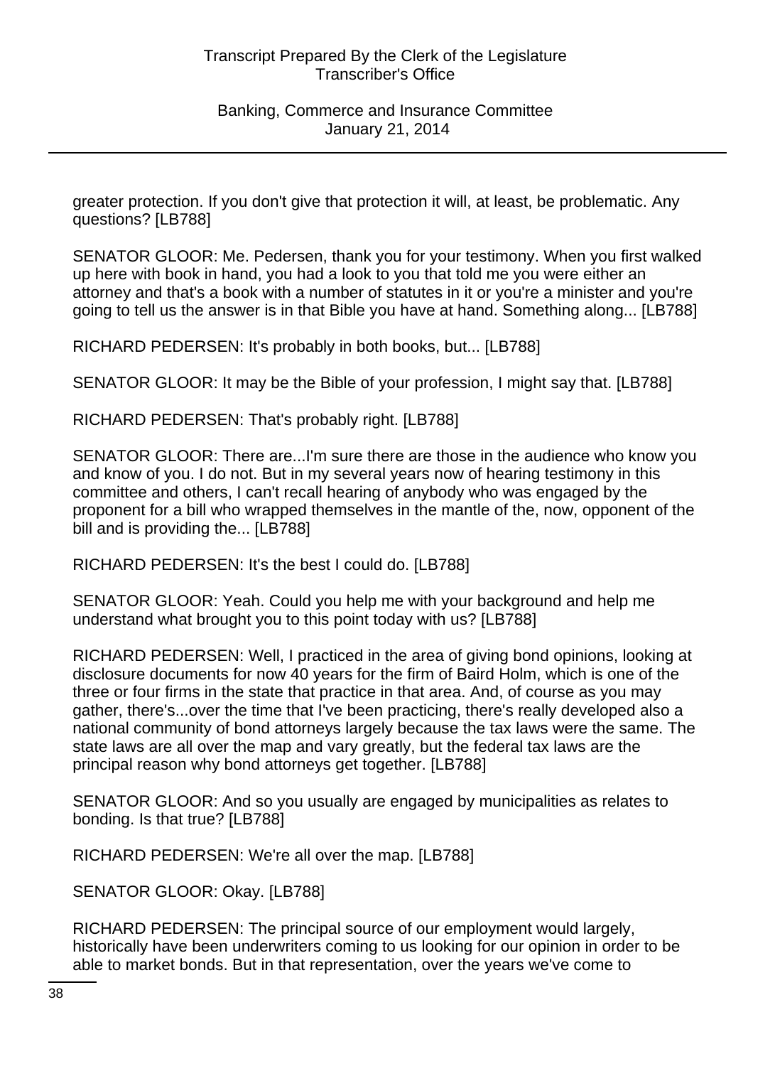greater protection. If you don't give that protection it will, at least, be problematic. Any questions? [LB788]

SENATOR GLOOR: Me. Pedersen, thank you for your testimony. When you first walked up here with book in hand, you had a look to you that told me you were either an attorney and that's a book with a number of statutes in it or you're a minister and you're going to tell us the answer is in that Bible you have at hand. Something along... [LB788]

RICHARD PEDERSEN: It's probably in both books, but... [LB788]

SENATOR GLOOR: It may be the Bible of your profession, I might say that. [LB788]

RICHARD PEDERSEN: That's probably right. [LB788]

SENATOR GLOOR: There are...I'm sure there are those in the audience who know you and know of you. I do not. But in my several years now of hearing testimony in this committee and others, I can't recall hearing of anybody who was engaged by the proponent for a bill who wrapped themselves in the mantle of the, now, opponent of the bill and is providing the... [LB788]

RICHARD PEDERSEN: It's the best I could do. [LB788]

SENATOR GLOOR: Yeah. Could you help me with your background and help me understand what brought you to this point today with us? [LB788]

RICHARD PEDERSEN: Well, I practiced in the area of giving bond opinions, looking at disclosure documents for now 40 years for the firm of Baird Holm, which is one of the three or four firms in the state that practice in that area. And, of course as you may gather, there's...over the time that I've been practicing, there's really developed also a national community of bond attorneys largely because the tax laws were the same. The state laws are all over the map and vary greatly, but the federal tax laws are the principal reason why bond attorneys get together. [LB788]

SENATOR GLOOR: And so you usually are engaged by municipalities as relates to bonding. Is that true? [LB788]

RICHARD PEDERSEN: We're all over the map. [LB788]

SENATOR GLOOR: Okay. [LB788]

RICHARD PEDERSEN: The principal source of our employment would largely, historically have been underwriters coming to us looking for our opinion in order to be able to market bonds. But in that representation, over the years we've come to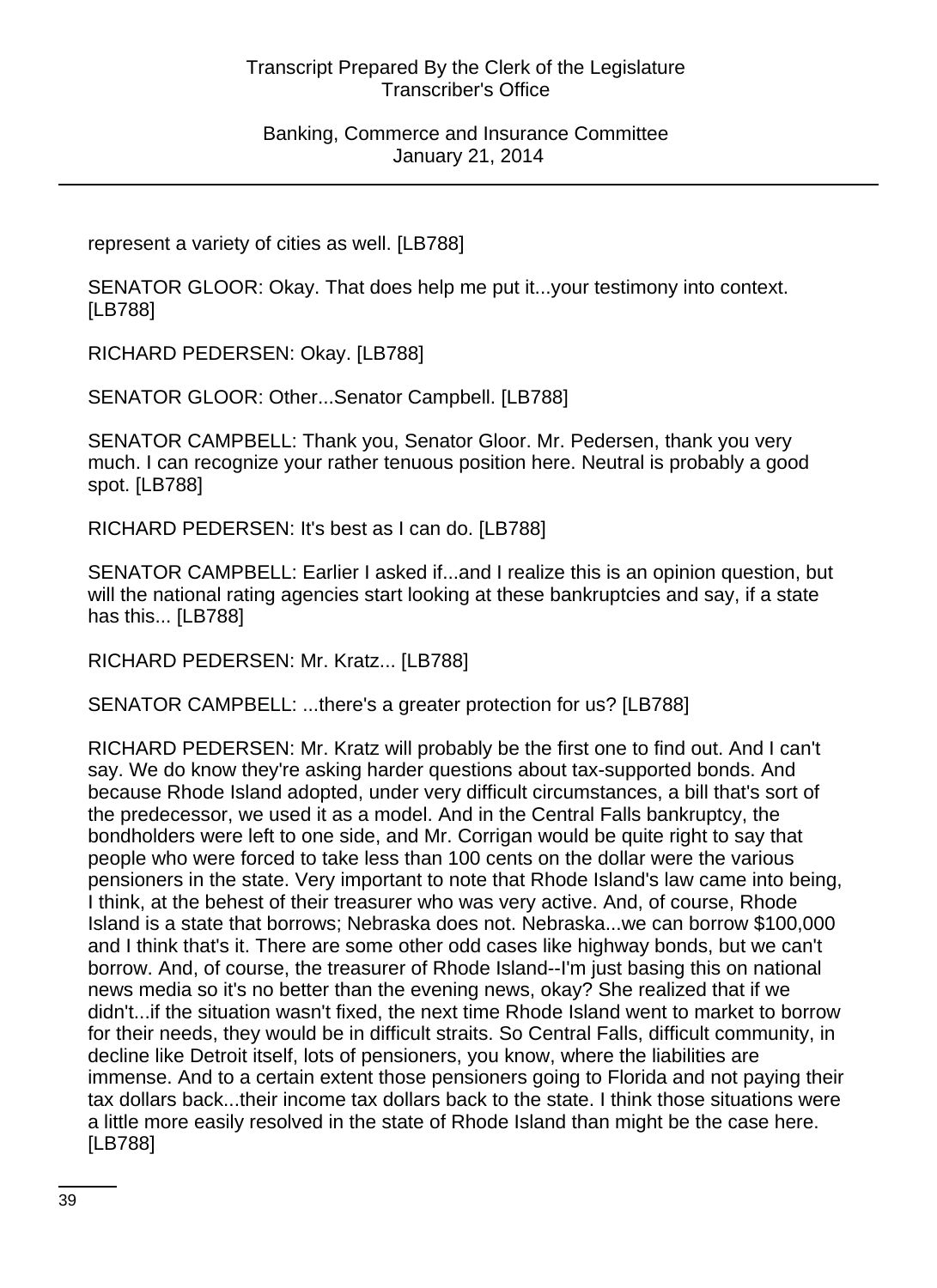represent a variety of cities as well. [LB788]

SENATOR GLOOR: Okay. That does help me put it...your testimony into context. [LB788]

RICHARD PEDERSEN: Okay. [LB788]

SENATOR GLOOR: Other...Senator Campbell. [LB788]

SENATOR CAMPBELL: Thank you, Senator Gloor. Mr. Pedersen, thank you very much. I can recognize your rather tenuous position here. Neutral is probably a good spot. [LB788]

RICHARD PEDERSEN: It's best as I can do. [LB788]

SENATOR CAMPBELL: Earlier I asked if...and I realize this is an opinion question, but will the national rating agencies start looking at these bankruptcies and say, if a state has this... [LB788]

RICHARD PEDERSEN: Mr. Kratz... [LB788]

SENATOR CAMPBELL: ...there's a greater protection for us? [LB788]

RICHARD PEDERSEN: Mr. Kratz will probably be the first one to find out. And I can't say. We do know they're asking harder questions about tax-supported bonds. And because Rhode Island adopted, under very difficult circumstances, a bill that's sort of the predecessor, we used it as a model. And in the Central Falls bankruptcy, the bondholders were left to one side, and Mr. Corrigan would be quite right to say that people who were forced to take less than 100 cents on the dollar were the various pensioners in the state. Very important to note that Rhode Island's law came into being, I think, at the behest of their treasurer who was very active. And, of course, Rhode Island is a state that borrows; Nebraska does not. Nebraska...we can borrow $100,000 and I think that's it. There are some other odd cases like highway bonds, but we can't borrow. And, of course, the treasurer of Rhode Island--I'm just basing this on national news media so it's no better than the evening news, okay? She realized that if we didn't...if the situation wasn't fixed, the next time Rhode Island went to market to borrow for their needs, they would be in difficult straits. So Central Falls, difficult community, in decline like Detroit itself, lots of pensioners, you know, where the liabilities are immense. And to a certain extent those pensioners going to Florida and not paying their tax dollars back...their income tax dollars back to the state. I think those situations were a little more easily resolved in the state of Rhode Island than might be the case here. [LB788]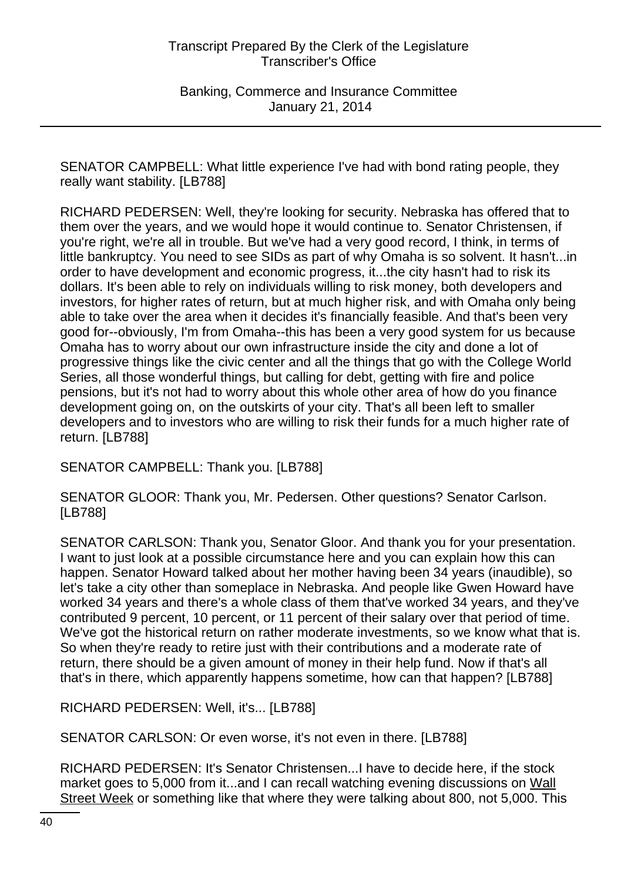SENATOR CAMPBELL: What little experience I've had with bond rating people, they really want stability. [LB788]

RICHARD PEDERSEN: Well, they're looking for security. Nebraska has offered that to them over the years, and we would hope it would continue to. Senator Christensen, if you're right, we're all in trouble. But we've had a very good record, I think, in terms of little bankruptcy. You need to see SIDs as part of why Omaha is so solvent. It hasn't...in order to have development and economic progress, it...the city hasn't had to risk its dollars. It's been able to rely on individuals willing to risk money, both developers and investors, for higher rates of return, but at much higher risk, and with Omaha only being able to take over the area when it decides it's financially feasible. And that's been very good for--obviously, I'm from Omaha--this has been a very good system for us because Omaha has to worry about our own infrastructure inside the city and done a lot of progressive things like the civic center and all the things that go with the College World Series, all those wonderful things, but calling for debt, getting with fire and police pensions, but it's not had to worry about this whole other area of how do you finance development going on, on the outskirts of your city. That's all been left to smaller developers and to investors who are willing to risk their funds for a much higher rate of return. [LB788]

SENATOR CAMPBELL: Thank you. [LB788]

SENATOR GLOOR: Thank you, Mr. Pedersen. Other questions? Senator Carlson. [LB788]

SENATOR CARLSON: Thank you, Senator Gloor. And thank you for your presentation. I want to just look at a possible circumstance here and you can explain how this can happen. Senator Howard talked about her mother having been 34 years (inaudible), so let's take a city other than someplace in Nebraska. And people like Gwen Howard have worked 34 years and there's a whole class of them that've worked 34 years, and they've contributed 9 percent, 10 percent, or 11 percent of their salary over that period of time. We've got the historical return on rather moderate investments, so we know what that is. So when they're ready to retire just with their contributions and a moderate rate of return, there should be a given amount of money in their help fund. Now if that's all that's in there, which apparently happens sometime, how can that happen? [LB788]

RICHARD PEDERSEN: Well, it's... [LB788]

SENATOR CARLSON: Or even worse, it's not even in there. [LB788]

RICHARD PEDERSEN: It's Senator Christensen...I have to decide here, if the stock market goes to 5,000 from it...and I can recall watching evening discussions on Wall Street Week or something like that where they were talking about 800, not 5,000. This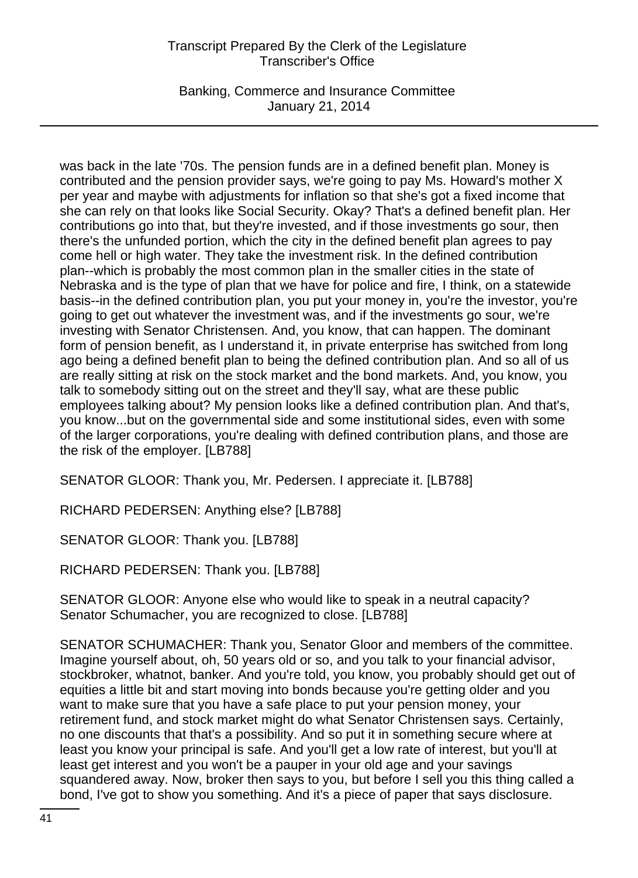was back in the late '70s. The pension funds are in a defined benefit plan. Money is contributed and the pension provider says, we're going to pay Ms. Howard's mother X per year and maybe with adjustments for inflation so that she's got a fixed income that she can rely on that looks like Social Security. Okay? That's a defined benefit plan. Her contributions go into that, but they're invested, and if those investments go sour, then there's the unfunded portion, which the city in the defined benefit plan agrees to pay come hell or high water. They take the investment risk. In the defined contribution plan--which is probably the most common plan in the smaller cities in the state of Nebraska and is the type of plan that we have for police and fire, I think, on a statewide basis--in the defined contribution plan, you put your money in, you're the investor, you're going to get out whatever the investment was, and if the investments go sour, we're investing with Senator Christensen. And, you know, that can happen. The dominant form of pension benefit, as I understand it, in private enterprise has switched from long ago being a defined benefit plan to being the defined contribution plan. And so all of us are really sitting at risk on the stock market and the bond markets. And, you know, you talk to somebody sitting out on the street and they'll say, what are these public employees talking about? My pension looks like a defined contribution plan. And that's, you know...but on the governmental side and some institutional sides, even with some of the larger corporations, you're dealing with defined contribution plans, and those are the risk of the employer. [LB788]

SENATOR GLOOR: Thank you, Mr. Pedersen. I appreciate it. [LB788]

RICHARD PEDERSEN: Anything else? [LB788]

SENATOR GLOOR: Thank you. [LB788]

RICHARD PEDERSEN: Thank you. [LB788]

SENATOR GLOOR: Anyone else who would like to speak in a neutral capacity? Senator Schumacher, you are recognized to close. [LB788]

SENATOR SCHUMACHER: Thank you, Senator Gloor and members of the committee. Imagine yourself about, oh, 50 years old or so, and you talk to your financial advisor, stockbroker, whatnot, banker. And you're told, you know, you probably should get out of equities a little bit and start moving into bonds because you're getting older and you want to make sure that you have a safe place to put your pension money, your retirement fund, and stock market might do what Senator Christensen says. Certainly, no one discounts that that's a possibility. And so put it in something secure where at least you know your principal is safe. And you'll get a low rate of interest, but you'll at least get interest and you won't be a pauper in your old age and your savings squandered away. Now, broker then says to you, but before I sell you this thing called a bond, I've got to show you something. And it's a piece of paper that says disclosure.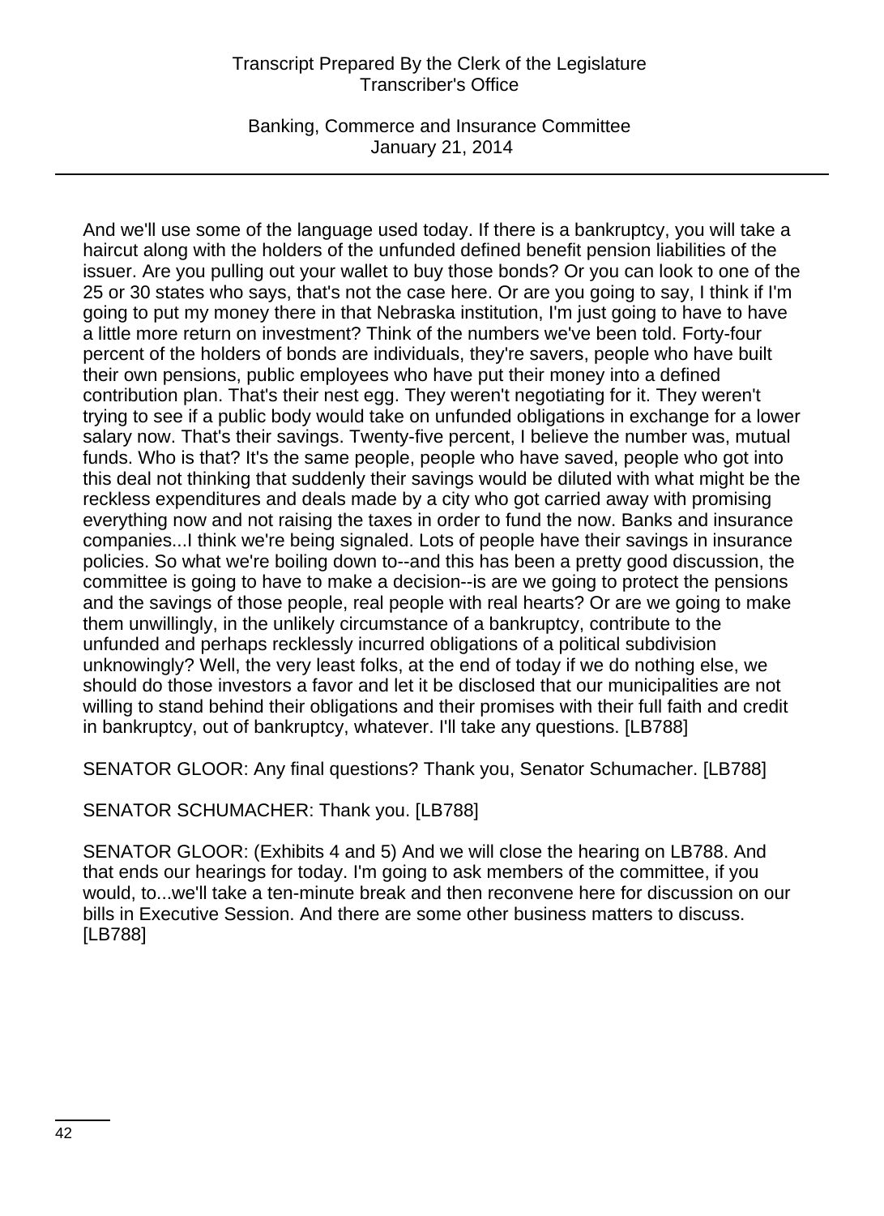And we'll use some of the language used today. If there is a bankruptcy, you will take a haircut along with the holders of the unfunded defined benefit pension liabilities of the issuer. Are you pulling out your wallet to buy those bonds? Or you can look to one of the 25 or 30 states who says, that's not the case here. Or are you going to say, I think if I'm going to put my money there in that Nebraska institution, I'm just going to have to have a little more return on investment? Think of the numbers we've been told. Forty-four percent of the holders of bonds are individuals, they're savers, people who have built their own pensions, public employees who have put their money into a defined contribution plan. That's their nest egg. They weren't negotiating for it. They weren't trying to see if a public body would take on unfunded obligations in exchange for a lower salary now. That's their savings. Twenty-five percent, I believe the number was, mutual funds. Who is that? It's the same people, people who have saved, people who got into this deal not thinking that suddenly their savings would be diluted with what might be the reckless expenditures and deals made by a city who got carried away with promising everything now and not raising the taxes in order to fund the now. Banks and insurance companies...I think we're being signaled. Lots of people have their savings in insurance policies. So what we're boiling down to--and this has been a pretty good discussion, the committee is going to have to make a decision--is are we going to protect the pensions and the savings of those people, real people with real hearts? Or are we going to make them unwillingly, in the unlikely circumstance of a bankruptcy, contribute to the unfunded and perhaps recklessly incurred obligations of a political subdivision unknowingly? Well, the very least folks, at the end of today if we do nothing else, we should do those investors a favor and let it be disclosed that our municipalities are not willing to stand behind their obligations and their promises with their full faith and credit in bankruptcy, out of bankruptcy, whatever. I'll take any questions. [LB788]

SENATOR GLOOR: Any final questions? Thank you, Senator Schumacher. [LB788]

SENATOR SCHUMACHER: Thank you. [LB788]

SENATOR GLOOR: (Exhibits 4 and 5) And we will close the hearing on LB788. And that ends our hearings for today. I'm going to ask members of the committee, if you would, to...we'll take a ten-minute break and then reconvene here for discussion on our bills in Executive Session. And there are some other business matters to discuss. [LB788]